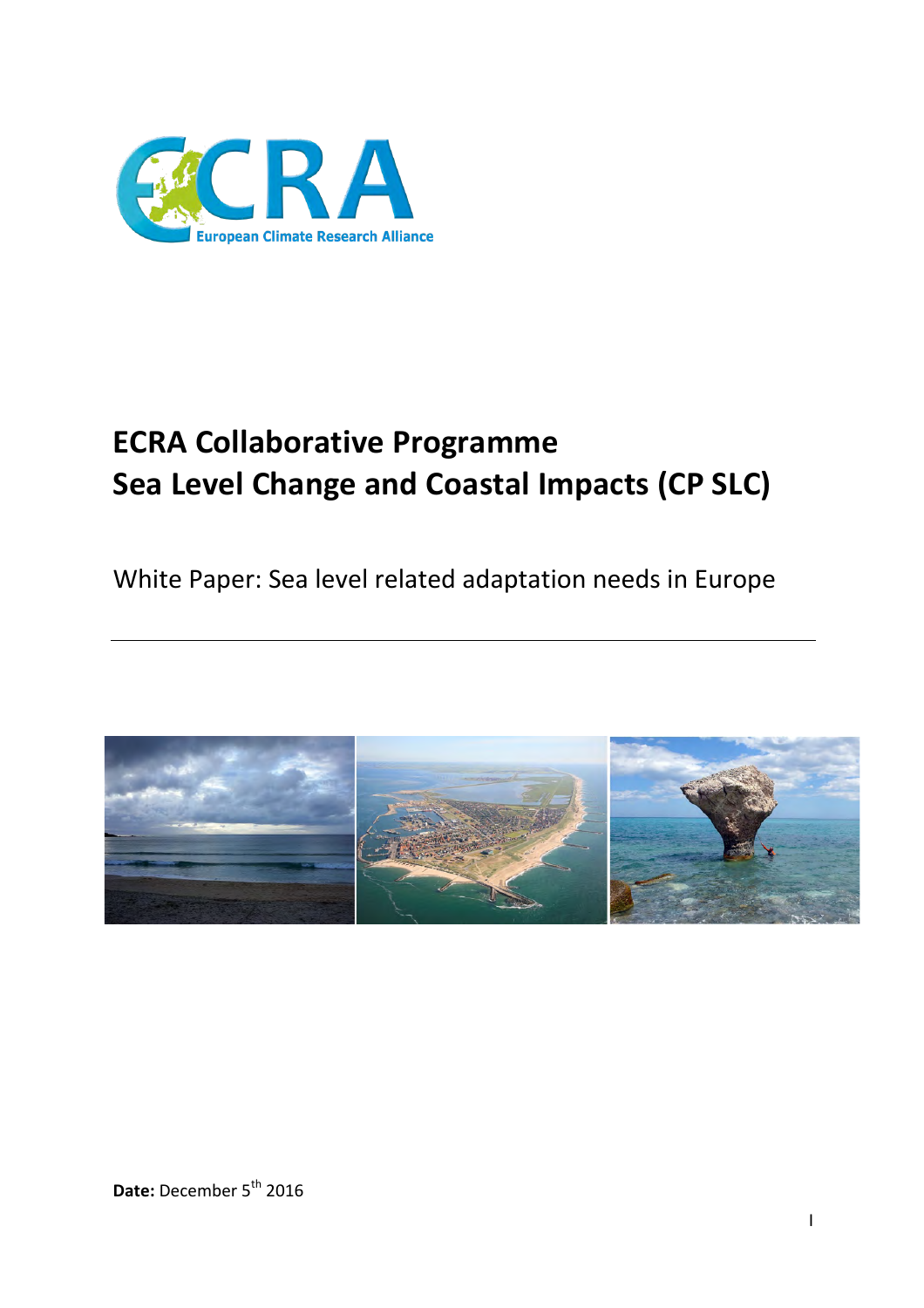ECRA

European Climate Research Alliance

# ECRA Collaborative Programme
# Sea Level Change and Coastal Impacts (CP SLC)

White Paper: Sea level related adaptation needs in Europe

---

**Date:** December 5th 2016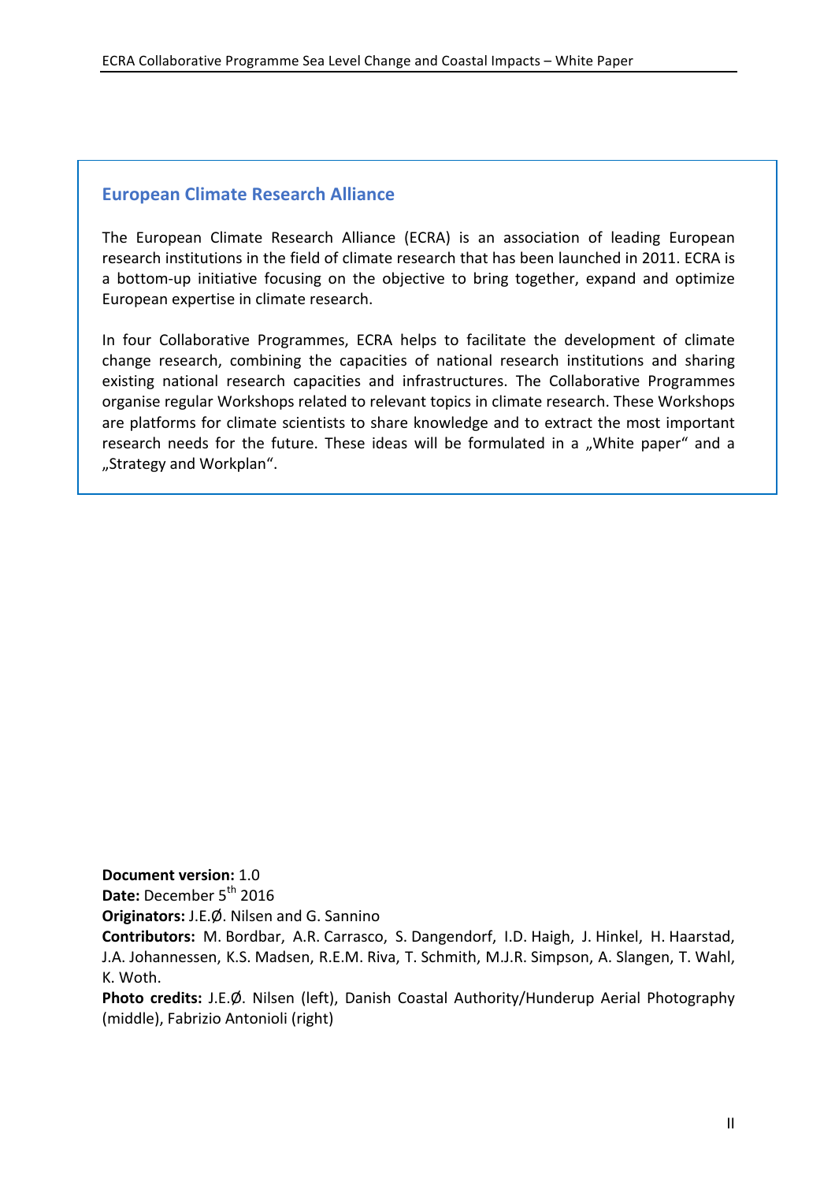## European Climate Research Alliance

The European Climate Research Alliance (ECRA) is an association of leading European research institutions in the field of climate research that has been launched in 2011. ECRA is a bottom-up initiative focusing on the objective to bring together, expand and optimize European expertise in climate research.

In four Collaborative Programmes, ECRA helps to facilitate the development of climate change research, combining the capacities of national research institutions and sharing existing national research capacities and infrastructures. The Collaborative Programmes organise regular Workshops related to relevant topics in climate research. These Workshops are platforms for climate scientists to share knowledge and to extract the most important research needs for the future. These ideas will be formulated in a „White paper" and a „Strategy and Workplan".

**Document version:** 1.0
**Date:** December 5th 2016
**Originators:** J.E.Ø. Nilsen and G. Sannino
**Contributors:** M. Bordbar, A.R. Carrasco, S. Dangendorf, I.D. Haigh, J. Hinkel, H. Haarstad, J.A. Johannessen, K.S. Madsen, R.E.M. Riva, T. Schmith, M.J.R. Simpson, A. Slangen, T. Wahl, K. Woth.
**Photo credits:** J.E.Ø. Nilsen (left), Danish Coastal Authority/Hunderup Aerial Photography (middle), Fabrizio Antonioli (right)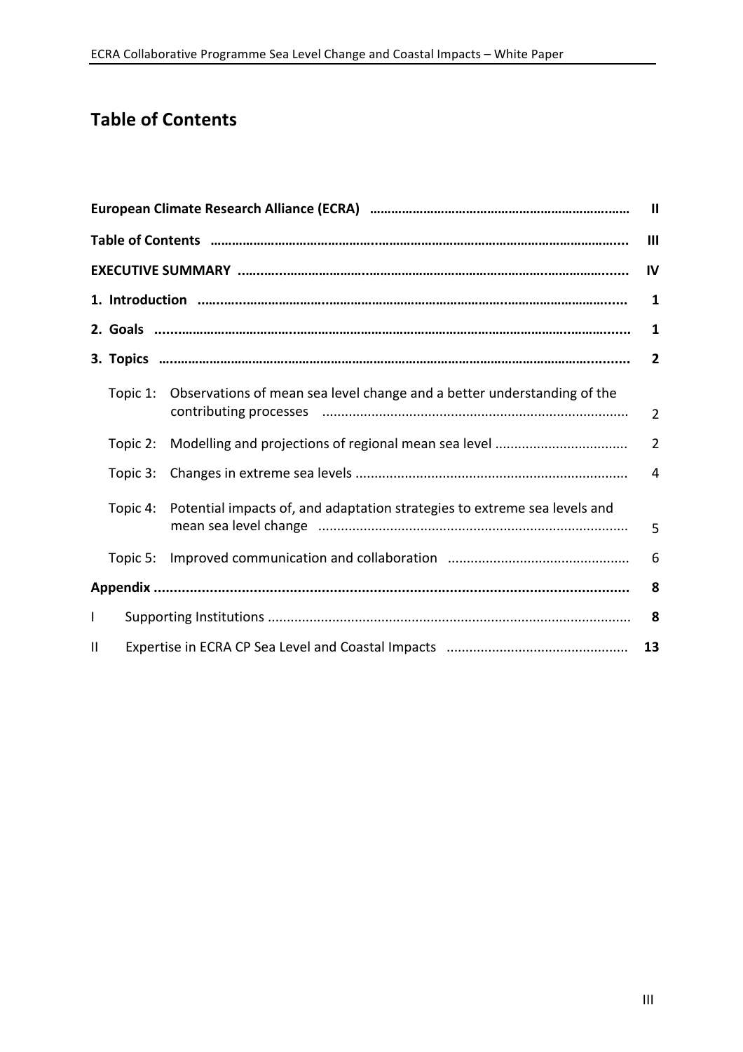# Table of Contents

| | |
|---|---|
| **European Climate Research Alliance (ECRA)** | **II** |
| **Table of Contents** | **III** |
| **EXECUTIVE SUMMARY** | **IV** |
| **1. Introduction** | **1** |
| **2. Goals** | **1** |
| **3. Topics** | **2** |
| Topic 1: Observations of mean sea level change and a better understanding of the contributing processes | 2 |
| Topic 2: Modelling and projections of regional mean sea level | 2 |
| Topic 3: Changes in extreme sea levels | 4 |
| Topic 4: Potential impacts of, and adaptation strategies to extreme sea levels and mean sea level change | 5 |
| Topic 5: Improved communication and collaboration | 6 |
| **Appendix** | **8** |
| I Supporting Institutions | **8** |
| II Expertise in ECRA CP Sea Level and Coastal Impacts | **13** |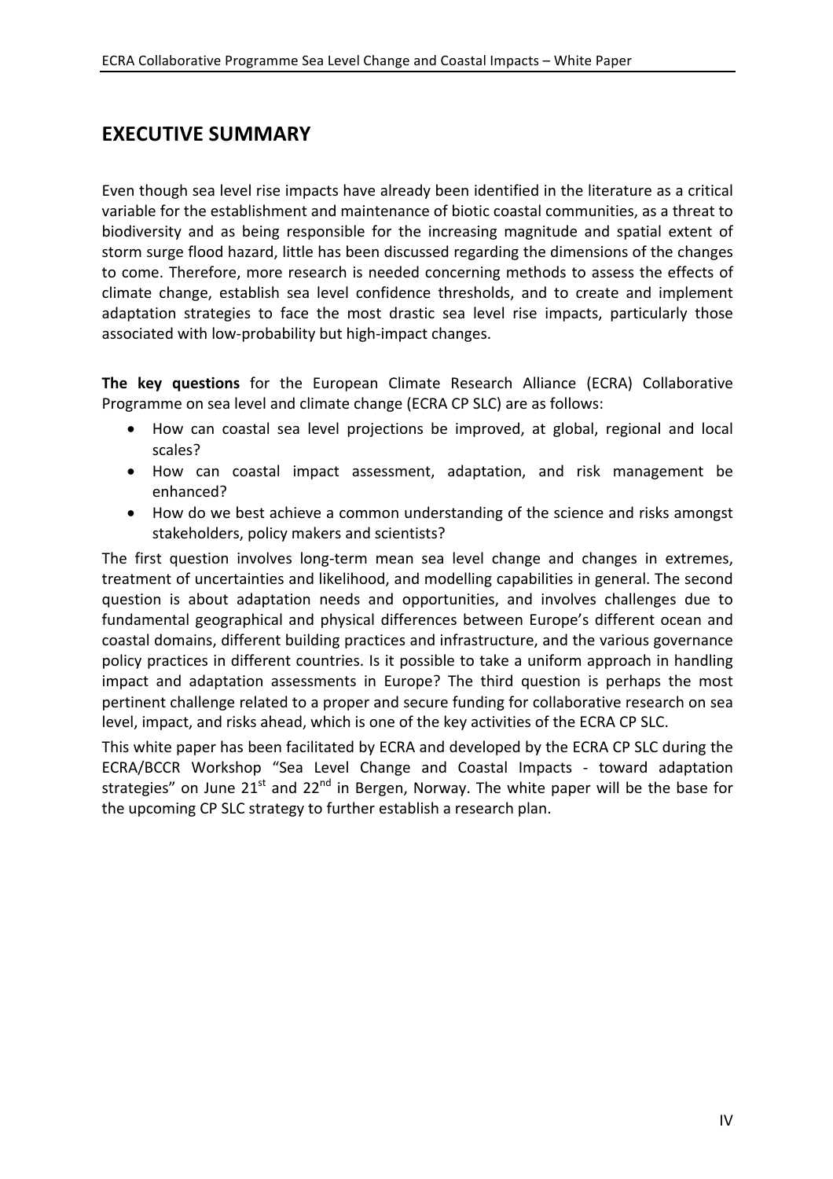## EXECUTIVE SUMMARY

Even though sea level rise impacts have already been identified in the literature as a critical variable for the establishment and maintenance of biotic coastal communities, as a threat to biodiversity and as being responsible for the increasing magnitude and spatial extent of storm surge flood hazard, little has been discussed regarding the dimensions of the changes to come. Therefore, more research is needed concerning methods to assess the effects of climate change, establish sea level confidence thresholds, and to create and implement adaptation strategies to face the most drastic sea level rise impacts, particularly those associated with low-probability but high-impact changes.

**The key questions** for the European Climate Research Alliance (ECRA) Collaborative Programme on sea level and climate change (ECRA CP SLC) are as follows:

- How can coastal sea level projections be improved, at global, regional and local scales?
- How can coastal impact assessment, adaptation, and risk management be enhanced?
- How do we best achieve a common understanding of the science and risks amongst stakeholders, policy makers and scientists?

The first question involves long-term mean sea level change and changes in extremes, treatment of uncertainties and likelihood, and modelling capabilities in general. The second question is about adaptation needs and opportunities, and involves challenges due to fundamental geographical and physical differences between Europe's different ocean and coastal domains, different building practices and infrastructure, and the various governance policy practices in different countries. Is it possible to take a uniform approach in handling impact and adaptation assessments in Europe? The third question is perhaps the most pertinent challenge related to a proper and secure funding for collaborative research on sea level, impact, and risks ahead, which is one of the key activities of the ECRA CP SLC.

This white paper has been facilitated by ECRA and developed by the ECRA CP SLC during the ECRA/BCCR Workshop "Sea Level Change and Coastal Impacts - toward adaptation strategies" on June 21st and 22nd in Bergen, Norway. The white paper will be the base for the upcoming CP SLC strategy to further establish a research plan.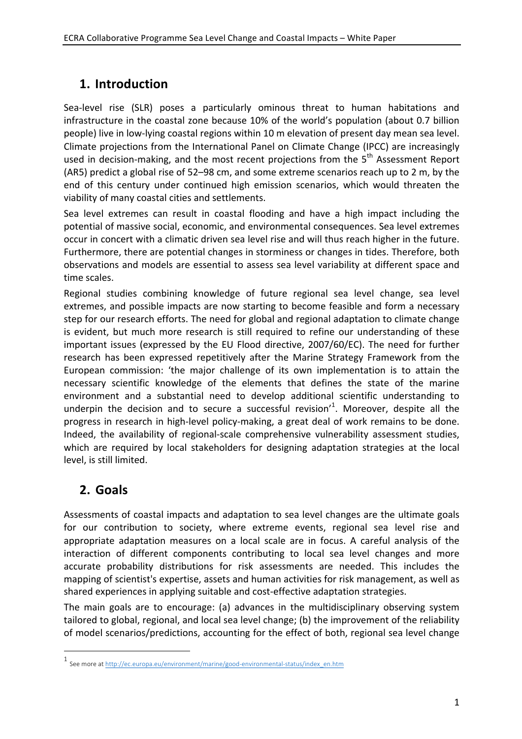# 1. Introduction

Sea-level rise (SLR) poses a particularly ominous threat to human habitations and infrastructure in the coastal zone because 10% of the world's population (about 0.7 billion people) live in low-lying coastal regions within 10 m elevation of present day mean sea level. Climate projections from the International Panel on Climate Change (IPCC) are increasingly used in decision-making, and the most recent projections from the 5th Assessment Report (AR5) predict a global rise of 52–98 cm, and some extreme scenarios reach up to 2 m, by the end of this century under continued high emission scenarios, which would threaten the viability of many coastal cities and settlements.

Sea level extremes can result in coastal flooding and have a high impact including the potential of massive social, economic, and environmental consequences. Sea level extremes occur in concert with a climatic driven sea level rise and will thus reach higher in the future. Furthermore, there are potential changes in storminess or changes in tides. Therefore, both observations and models are essential to assess sea level variability at different space and time scales.

Regional studies combining knowledge of future regional sea level change, sea level extremes, and possible impacts are now starting to become feasible and form a necessary step for our research efforts. The need for global and regional adaptation to climate change is evident, but much more research is still required to refine our understanding of these important issues (expressed by the EU Flood directive, 2007/60/EC). The need for further research has been expressed repetitively after the Marine Strategy Framework from the European commission: 'the major challenge of its own implementation is to attain the necessary scientific knowledge of the elements that defines the state of the marine environment and a substantial need to develop additional scientific understanding to underpin the decision and to secure a successful revision'[1]. Moreover, despite all the progress in research in high-level policy-making, a great deal of work remains to be done. Indeed, the availability of regional-scale comprehensive vulnerability assessment studies, which are required by local stakeholders for designing adaptation strategies at the local level, is still limited.

# 2. Goals

Assessments of coastal impacts and adaptation to sea level changes are the ultimate goals for our contribution to society, where extreme events, regional sea level rise and appropriate adaptation measures on a local scale are in focus. A careful analysis of the interaction of different components contributing to local sea level changes and more accurate probability distributions for risk assessments are needed. This includes the mapping of scientist's expertise, assets and human activities for risk management, as well as shared experiences in applying suitable and cost-effective adaptation strategies.

The main goals are to encourage: (a) advances in the multidisciplinary observing system tailored to global, regional, and local sea level change; (b) the improvement of the reliability of model scenarios/predictions, accounting for the effect of both, regional sea level change

---

[1] See more at http://ec.europa.eu/environment/marine/good-environmental-status/index_en.htm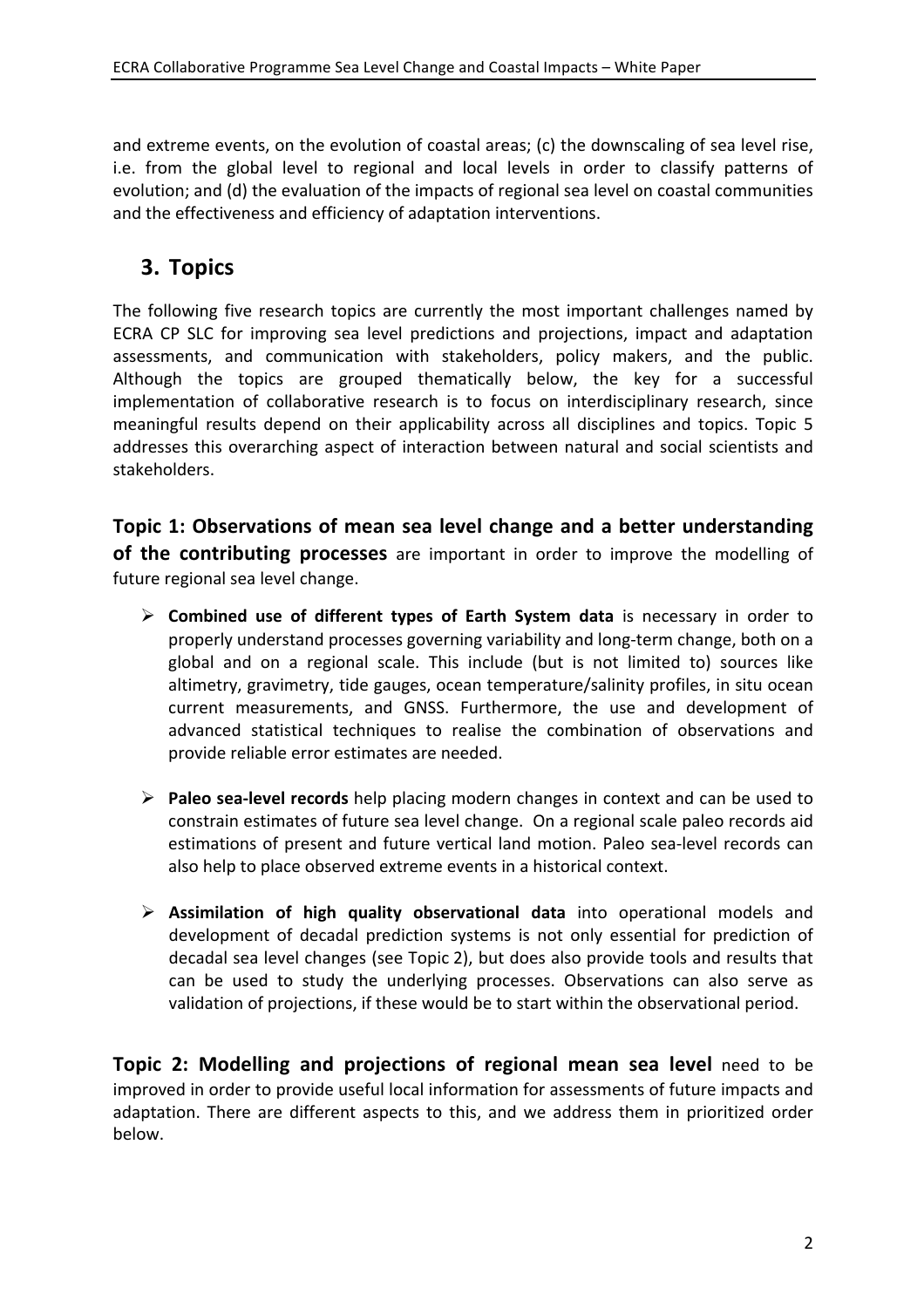and extreme events, on the evolution of coastal areas; (c) the downscaling of sea level rise, i.e. from the global level to regional and local levels in order to classify patterns of evolution; and (d) the evaluation of the impacts of regional sea level on coastal communities and the effectiveness and efficiency of adaptation interventions.

## 3. Topics

The following five research topics are currently the most important challenges named by ECRA CP SLC for improving sea level predictions and projections, impact and adaptation assessments, and communication with stakeholders, policy makers, and the public. Although the topics are grouped thematically below, the key for a successful implementation of collaborative research is to focus on interdisciplinary research, since meaningful results depend on their applicability across all disciplines and topics. Topic 5 addresses this overarching aspect of interaction between natural and social scientists and stakeholders.

**Topic 1: Observations of mean sea level change and a better understanding of the contributing processes** are important in order to improve the modelling of future regional sea level change.

- **Combined use of different types of Earth System data** is necessary in order to properly understand processes governing variability and long-term change, both on a global and on a regional scale. This include (but is not limited to) sources like altimetry, gravimetry, tide gauges, ocean temperature/salinity profiles, in situ ocean current measurements, and GNSS. Furthermore, the use and development of advanced statistical techniques to realise the combination of observations and provide reliable error estimates are needed.

- **Paleo sea-level records** help placing modern changes in context and can be used to constrain estimates of future sea level change. On a regional scale paleo records aid estimations of present and future vertical land motion. Paleo sea-level records can also help to place observed extreme events in a historical context.

- **Assimilation of high quality observational data** into operational models and development of decadal prediction systems is not only essential for prediction of decadal sea level changes (see Topic 2), but does also provide tools and results that can be used to study the underlying processes. Observations can also serve as validation of projections, if these would be to start within the observational period.

**Topic 2: Modelling and projections of regional mean sea level** need to be improved in order to provide useful local information for assessments of future impacts and adaptation. There are different aspects to this, and we address them in prioritized order below.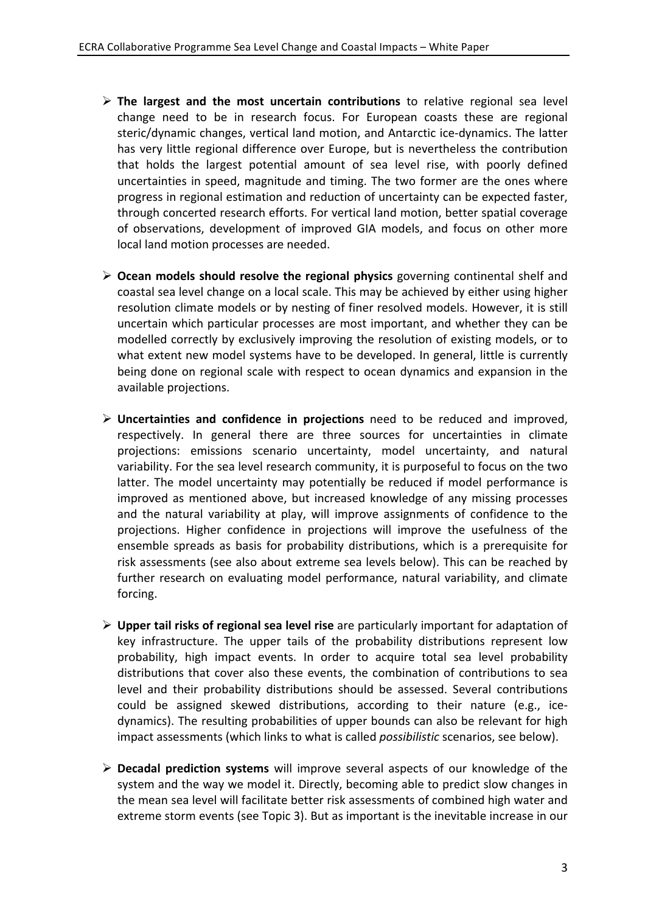- **The largest and the most uncertain contributions** to relative regional sea level change need to be in research focus. For European coasts these are regional steric/dynamic changes, vertical land motion, and Antarctic ice-dynamics. The latter has very little regional difference over Europe, but is nevertheless the contribution that holds the largest potential amount of sea level rise, with poorly defined uncertainties in speed, magnitude and timing. The two former are the ones where progress in regional estimation and reduction of uncertainty can be expected faster, through concerted research efforts. For vertical land motion, better spatial coverage of observations, development of improved GIA models, and focus on other more local land motion processes are needed.

- **Ocean models should resolve the regional physics** governing continental shelf and coastal sea level change on a local scale. This may be achieved by either using higher resolution climate models or by nesting of finer resolved models. However, it is still uncertain which particular processes are most important, and whether they can be modelled correctly by exclusively improving the resolution of existing models, or to what extent new model systems have to be developed. In general, little is currently being done on regional scale with respect to ocean dynamics and expansion in the available projections.

- **Uncertainties and confidence in projections** need to be reduced and improved, respectively. In general there are three sources for uncertainties in climate projections: emissions scenario uncertainty, model uncertainty, and natural variability. For the sea level research community, it is purposeful to focus on the two latter. The model uncertainty may potentially be reduced if model performance is improved as mentioned above, but increased knowledge of any missing processes and the natural variability at play, will improve assignments of confidence to the projections. Higher confidence in projections will improve the usefulness of the ensemble spreads as basis for probability distributions, which is a prerequisite for risk assessments (see also about extreme sea levels below). This can be reached by further research on evaluating model performance, natural variability, and climate forcing.

- **Upper tail risks of regional sea level rise** are particularly important for adaptation of key infrastructure. The upper tails of the probability distributions represent low probability, high impact events. In order to acquire total sea level probability distributions that cover also these events, the combination of contributions to sea level and their probability distributions should be assessed. Several contributions could be assigned skewed distributions, according to their nature (e.g., ice-dynamics). The resulting probabilities of upper bounds can also be relevant for high impact assessments (which links to what is called *possibilistic* scenarios, see below).

- **Decadal prediction systems** will improve several aspects of our knowledge of the system and the way we model it. Directly, becoming able to predict slow changes in the mean sea level will facilitate better risk assessments of combined high water and extreme storm events (see Topic 3). But as important is the inevitable increase in our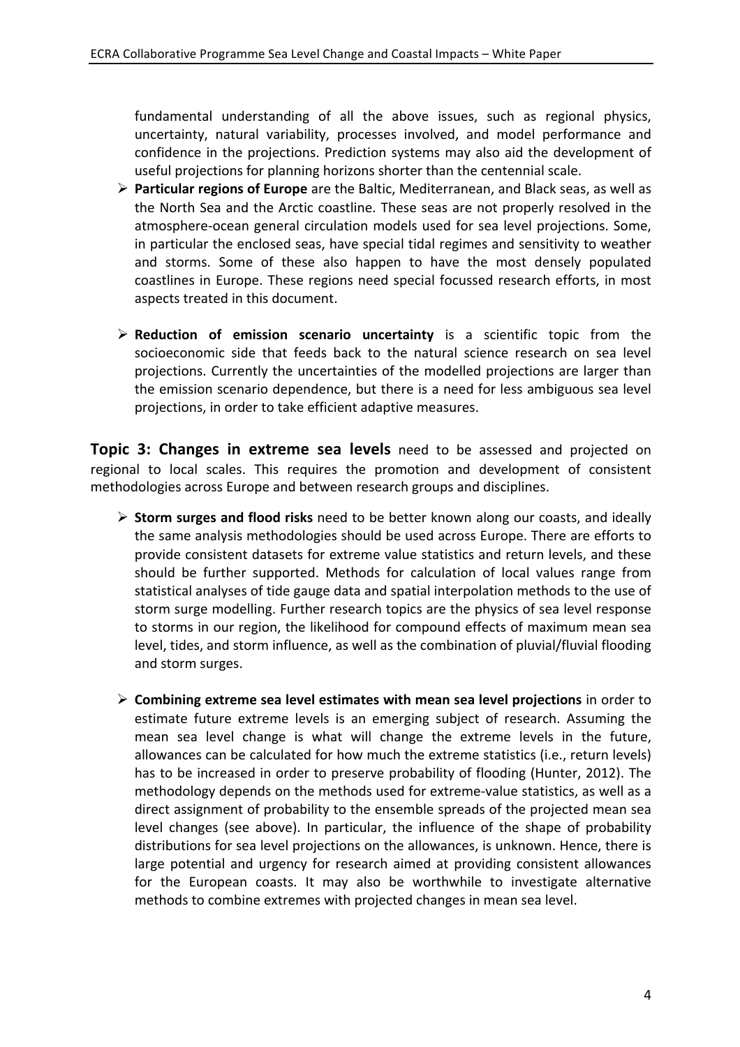fundamental understanding of all the above issues, such as regional physics, uncertainty, natural variability, processes involved, and model performance and confidence in the projections. Prediction systems may also aid the development of useful projections for planning horizons shorter than the centennial scale.

- **Particular regions of Europe** are the Baltic, Mediterranean, and Black seas, as well as the North Sea and the Arctic coastline. These seas are not properly resolved in the atmosphere-ocean general circulation models used for sea level projections. Some, in particular the enclosed seas, have special tidal regimes and sensitivity to weather and storms. Some of these also happen to have the most densely populated coastlines in Europe. These regions need special focussed research efforts, in most aspects treated in this document.

- **Reduction of emission scenario uncertainty** is a scientific topic from the socioeconomic side that feeds back to the natural science research on sea level projections. Currently the uncertainties of the modelled projections are larger than the emission scenario dependence, but there is a need for less ambiguous sea level projections, in order to take efficient adaptive measures.

**Topic 3: Changes in extreme sea levels** need to be assessed and projected on regional to local scales. This requires the promotion and development of consistent methodologies across Europe and between research groups and disciplines.

- **Storm surges and flood risks** need to be better known along our coasts, and ideally the same analysis methodologies should be used across Europe. There are efforts to provide consistent datasets for extreme value statistics and return levels, and these should be further supported. Methods for calculation of local values range from statistical analyses of tide gauge data and spatial interpolation methods to the use of storm surge modelling. Further research topics are the physics of sea level response to storms in our region, the likelihood for compound effects of maximum mean sea level, tides, and storm influence, as well as the combination of pluvial/fluvial flooding and storm surges.

- **Combining extreme sea level estimates with mean sea level projections** in order to estimate future extreme levels is an emerging subject of research. Assuming the mean sea level change is what will change the extreme levels in the future, allowances can be calculated for how much the extreme statistics (i.e., return levels) has to be increased in order to preserve probability of flooding (Hunter, 2012). The methodology depends on the methods used for extreme-value statistics, as well as a direct assignment of probability to the ensemble spreads of the projected mean sea level changes (see above). In particular, the influence of the shape of probability distributions for sea level projections on the allowances, is unknown. Hence, there is large potential and urgency for research aimed at providing consistent allowances for the European coasts. It may also be worthwhile to investigate alternative methods to combine extremes with projected changes in mean sea level.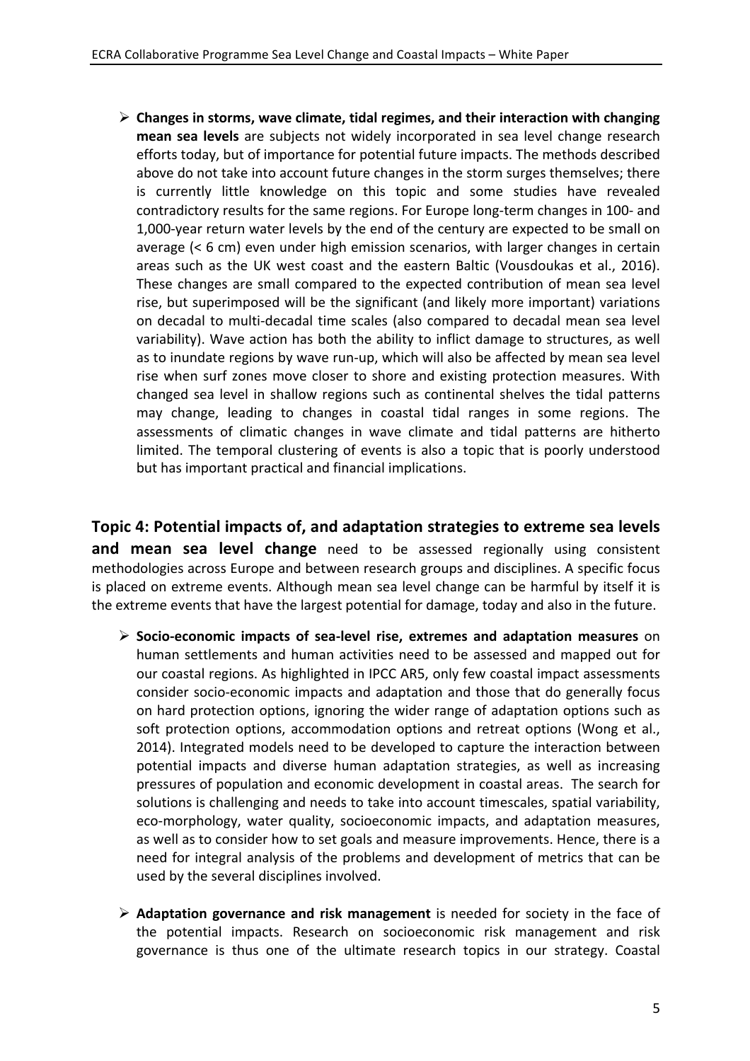- **Changes in storms, wave climate, tidal regimes, and their interaction with changing mean sea levels** are subjects not widely incorporated in sea level change research efforts today, but of importance for potential future impacts. The methods described above do not take into account future changes in the storm surges themselves; there is currently little knowledge on this topic and some studies have revealed contradictory results for the same regions. For Europe long-term changes in 100- and 1,000-year return water levels by the end of the century are expected to be small on average (< 6 cm) even under high emission scenarios, with larger changes in certain areas such as the UK west coast and the eastern Baltic (Vousdoukas et al., 2016). These changes are small compared to the expected contribution of mean sea level rise, but superimposed will be the significant (and likely more important) variations on decadal to multi-decadal time scales (also compared to decadal mean sea level variability). Wave action has both the ability to inflict damage to structures, as well as to inundate regions by wave run-up, which will also be affected by mean sea level rise when surf zones move closer to shore and existing protection measures. With changed sea level in shallow regions such as continental shelves the tidal patterns may change, leading to changes in coastal tidal ranges in some regions. The assessments of climatic changes in wave climate and tidal patterns are hitherto limited. The temporal clustering of events is also a topic that is poorly understood but has important practical and financial implications.

**Topic 4: Potential impacts of, and adaptation strategies to extreme sea levels and mean sea level change** need to be assessed regionally using consistent methodologies across Europe and between research groups and disciplines. A specific focus is placed on extreme events. Although mean sea level change can be harmful by itself it is the extreme events that have the largest potential for damage, today and also in the future.

- **Socio-economic impacts of sea-level rise, extremes and adaptation measures** on human settlements and human activities need to be assessed and mapped out for our coastal regions. As highlighted in IPCC AR5, only few coastal impact assessments consider socio-economic impacts and adaptation and those that do generally focus on hard protection options, ignoring the wider range of adaptation options such as soft protection options, accommodation options and retreat options (Wong et al., 2014). Integrated models need to be developed to capture the interaction between potential impacts and diverse human adaptation strategies, as well as increasing pressures of population and economic development in coastal areas. The search for solutions is challenging and needs to take into account timescales, spatial variability, eco-morphology, water quality, socioeconomic impacts, and adaptation measures, as well as to consider how to set goals and measure improvements. Hence, there is a need for integral analysis of the problems and development of metrics that can be used by the several disciplines involved.

- **Adaptation governance and risk management** is needed for society in the face of the potential impacts. Research on socioeconomic risk management and risk governance is thus one of the ultimate research topics in our strategy. Coastal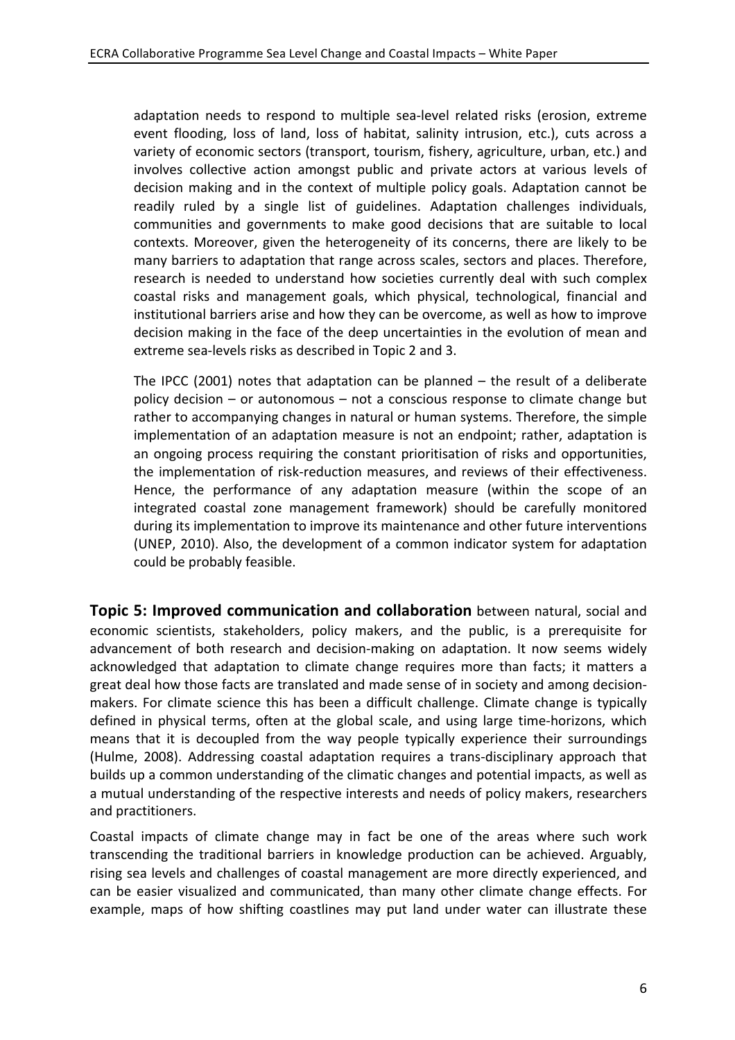adaptation needs to respond to multiple sea-level related risks (erosion, extreme event flooding, loss of land, loss of habitat, salinity intrusion, etc.), cuts across a variety of economic sectors (transport, tourism, fishery, agriculture, urban, etc.) and involves collective action amongst public and private actors at various levels of decision making and in the context of multiple policy goals. Adaptation cannot be readily ruled by a single list of guidelines. Adaptation challenges individuals, communities and governments to make good decisions that are suitable to local contexts. Moreover, given the heterogeneity of its concerns, there are likely to be many barriers to adaptation that range across scales, sectors and places. Therefore, research is needed to understand how societies currently deal with such complex coastal risks and management goals, which physical, technological, financial and institutional barriers arise and how they can be overcome, as well as how to improve decision making in the face of the deep uncertainties in the evolution of mean and extreme sea-levels risks as described in Topic 2 and 3.

The IPCC (2001) notes that adaptation can be planned – the result of a deliberate policy decision – or autonomous – not a conscious response to climate change but rather to accompanying changes in natural or human systems. Therefore, the simple implementation of an adaptation measure is not an endpoint; rather, adaptation is an ongoing process requiring the constant prioritisation of risks and opportunities, the implementation of risk-reduction measures, and reviews of their effectiveness. Hence, the performance of any adaptation measure (within the scope of an integrated coastal zone management framework) should be carefully monitored during its implementation to improve its maintenance and other future interventions (UNEP, 2010). Also, the development of a common indicator system for adaptation could be probably feasible.

**Topic 5: Improved communication and collaboration** between natural, social and economic scientists, stakeholders, policy makers, and the public, is a prerequisite for advancement of both research and decision-making on adaptation. It now seems widely acknowledged that adaptation to climate change requires more than facts; it matters a great deal how those facts are translated and made sense of in society and among decision-makers. For climate science this has been a difficult challenge. Climate change is typically defined in physical terms, often at the global scale, and using large time-horizons, which means that it is decoupled from the way people typically experience their surroundings (Hulme, 2008). Addressing coastal adaptation requires a trans-disciplinary approach that builds up a common understanding of the climatic changes and potential impacts, as well as a mutual understanding of the respective interests and needs of policy makers, researchers and practitioners.

Coastal impacts of climate change may in fact be one of the areas where such work transcending the traditional barriers in knowledge production can be achieved. Arguably, rising sea levels and challenges of coastal management are more directly experienced, and can be easier visualized and communicated, than many other climate change effects. For example, maps of how shifting coastlines may put land under water can illustrate these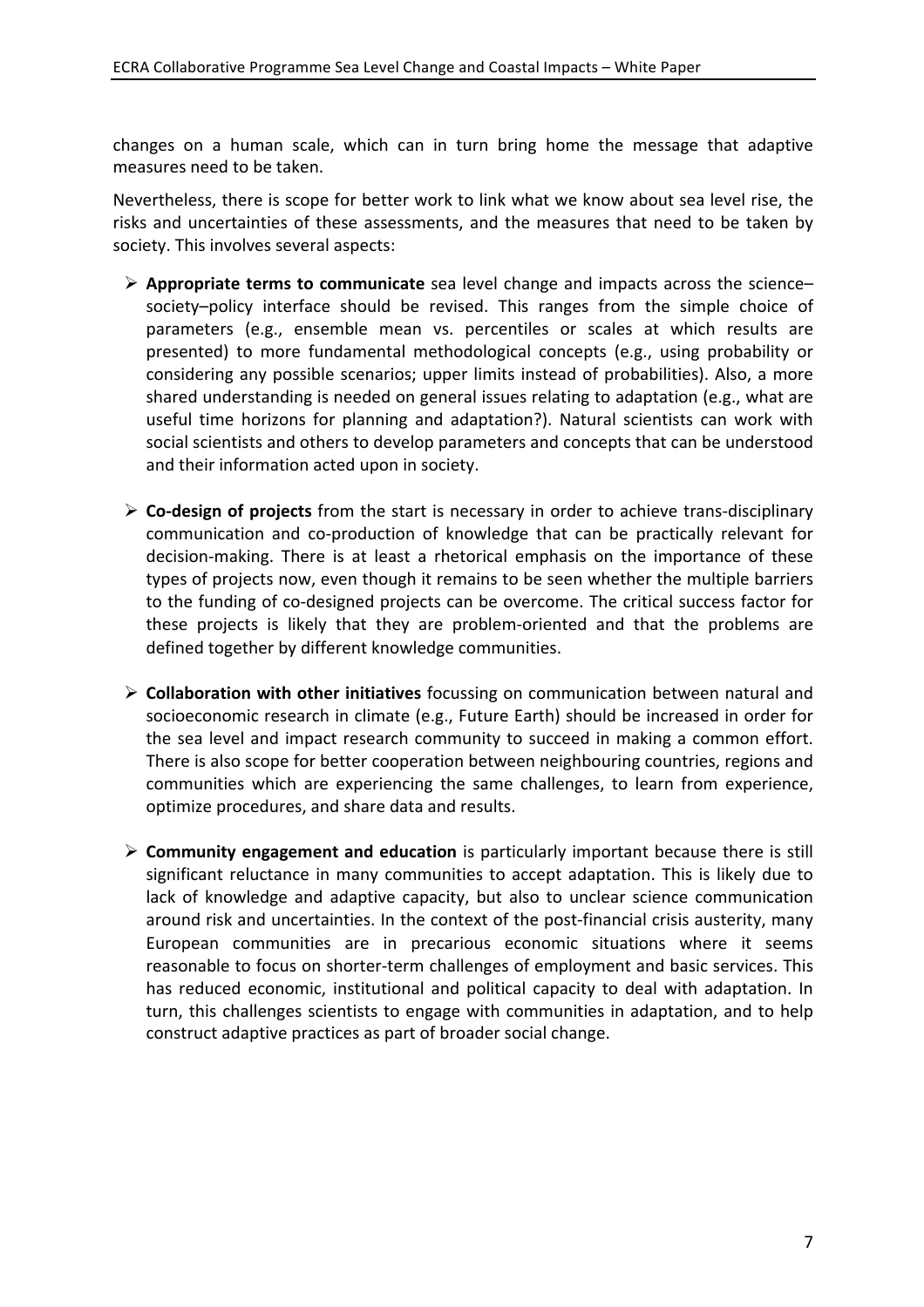changes on a human scale, which can in turn bring home the message that adaptive measures need to be taken.

Nevertheless, there is scope for better work to link what we know about sea level rise, the risks and uncertainties of these assessments, and the measures that need to be taken by society. This involves several aspects:

- **Appropriate terms to communicate** sea level change and impacts across the science–society–policy interface should be revised. This ranges from the simple choice of parameters (e.g., ensemble mean vs. percentiles or scales at which results are presented) to more fundamental methodological concepts (e.g., using probability or considering any possible scenarios; upper limits instead of probabilities). Also, a more shared understanding is needed on general issues relating to adaptation (e.g., what are useful time horizons for planning and adaptation?). Natural scientists can work with social scientists and others to develop parameters and concepts that can be understood and their information acted upon in society.

- **Co-design of projects** from the start is necessary in order to achieve trans-disciplinary communication and co-production of knowledge that can be practically relevant for decision-making. There is at least a rhetorical emphasis on the importance of these types of projects now, even though it remains to be seen whether the multiple barriers to the funding of co-designed projects can be overcome. The critical success factor for these projects is likely that they are problem-oriented and that the problems are defined together by different knowledge communities.

- **Collaboration with other initiatives** focussing on communication between natural and socioeconomic research in climate (e.g., Future Earth) should be increased in order for the sea level and impact research community to succeed in making a common effort. There is also scope for better cooperation between neighbouring countries, regions and communities which are experiencing the same challenges, to learn from experience, optimize procedures, and share data and results.

- **Community engagement and education** is particularly important because there is still significant reluctance in many communities to accept adaptation. This is likely due to lack of knowledge and adaptive capacity, but also to unclear science communication around risk and uncertainties. In the context of the post-financial crisis austerity, many European communities are in precarious economic situations where it seems reasonable to focus on shorter-term challenges of employment and basic services. This has reduced economic, institutional and political capacity to deal with adaptation. In turn, this challenges scientists to engage with communities in adaptation, and to help construct adaptive practices as part of broader social change.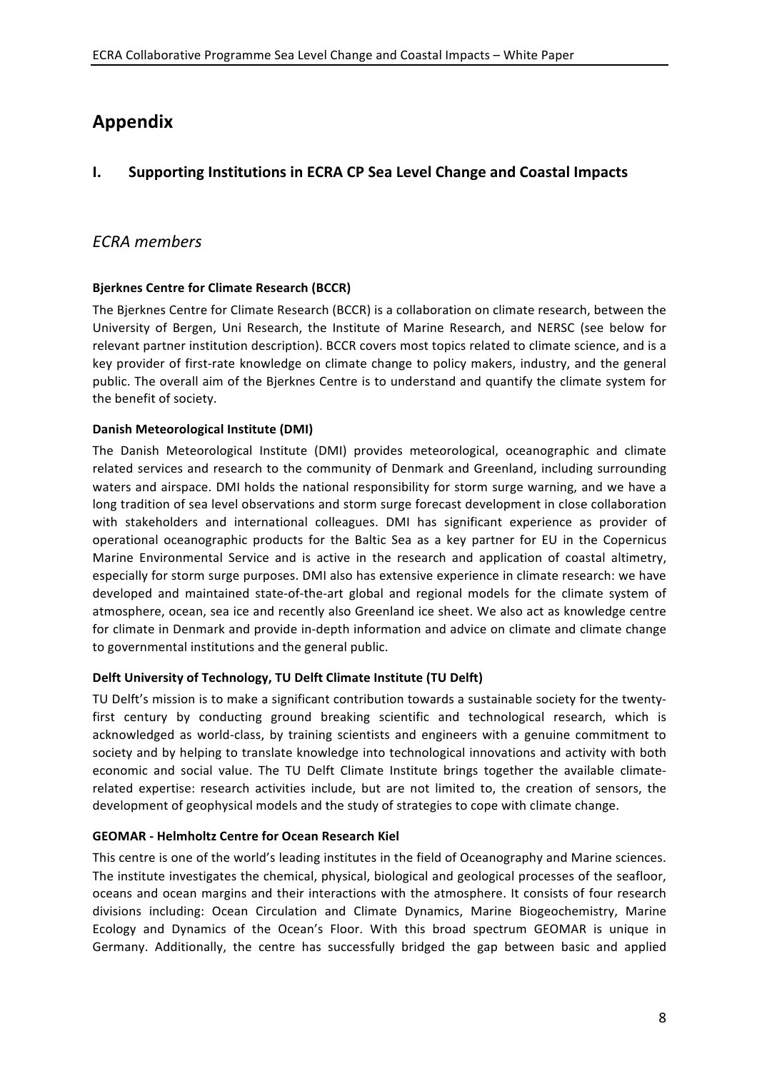# Appendix

## I. Supporting Institutions in ECRA CP Sea Level Change and Coastal Impacts

### *ECRA members*

**Bjerknes Centre for Climate Research (BCCR)**

The Bjerknes Centre for Climate Research (BCCR) is a collaboration on climate research, between the University of Bergen, Uni Research, the Institute of Marine Research, and NERSC (see below for relevant partner institution description). BCCR covers most topics related to climate science, and is a key provider of first-rate knowledge on climate change to policy makers, industry, and the general public. The overall aim of the Bjerknes Centre is to understand and quantify the climate system for the benefit of society.

**Danish Meteorological Institute (DMI)**

The Danish Meteorological Institute (DMI) provides meteorological, oceanographic and climate related services and research to the community of Denmark and Greenland, including surrounding waters and airspace. DMI holds the national responsibility for storm surge warning, and we have a long tradition of sea level observations and storm surge forecast development in close collaboration with stakeholders and international colleagues. DMI has significant experience as provider of operational oceanographic products for the Baltic Sea as a key partner for EU in the Copernicus Marine Environmental Service and is active in the research and application of coastal altimetry, especially for storm surge purposes. DMI also has extensive experience in climate research: we have developed and maintained state-of-the-art global and regional models for the climate system of atmosphere, ocean, sea ice and recently also Greenland ice sheet. We also act as knowledge centre for climate in Denmark and provide in-depth information and advice on climate and climate change to governmental institutions and the general public.

**Delft University of Technology, TU Delft Climate Institute (TU Delft)**

TU Delft's mission is to make a significant contribution towards a sustainable society for the twenty-first century by conducting ground breaking scientific and technological research, which is acknowledged as world-class, by training scientists and engineers with a genuine commitment to society and by helping to translate knowledge into technological innovations and activity with both economic and social value. The TU Delft Climate Institute brings together the available climate-related expertise: research activities include, but are not limited to, the creation of sensors, the development of geophysical models and the study of strategies to cope with climate change.

**GEOMAR - Helmholtz Centre for Ocean Research Kiel**

This centre is one of the world's leading institutes in the field of Oceanography and Marine sciences. The institute investigates the chemical, physical, biological and geological processes of the seafloor, oceans and ocean margins and their interactions with the atmosphere. It consists of four research divisions including: Ocean Circulation and Climate Dynamics, Marine Biogeochemistry, Marine Ecology and Dynamics of the Ocean's Floor. With this broad spectrum GEOMAR is unique in Germany. Additionally, the centre has successfully bridged the gap between basic and applied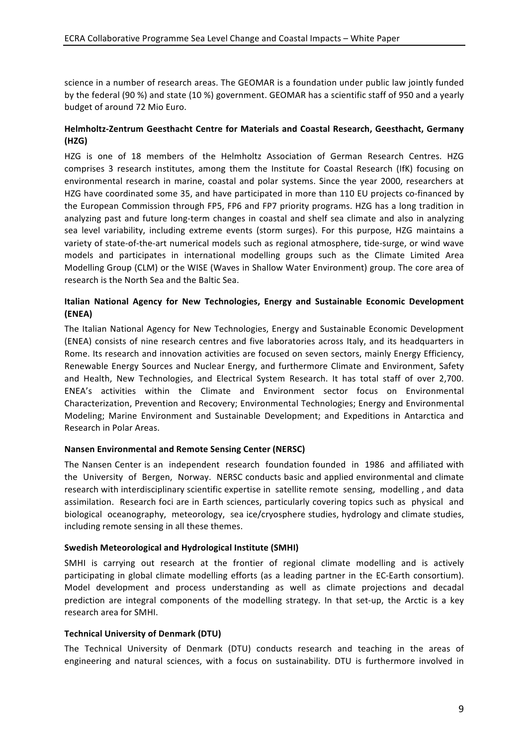science in a number of research areas. The GEOMAR is a foundation under public law jointly funded by the federal (90 %) and state (10 %) government. GEOMAR has a scientific staff of 950 and a yearly budget of around 72 Mio Euro.

**Helmholtz-Zentrum Geesthacht Centre for Materials and Coastal Research, Geesthacht, Germany (HZG)**

HZG is one of 18 members of the Helmholtz Association of German Research Centres. HZG comprises 3 research institutes, among them the Institute for Coastal Research (IfK) focusing on environmental research in marine, coastal and polar systems. Since the year 2000, researchers at HZG have coordinated some 35, and have participated in more than 110 EU projects co-financed by the European Commission through FP5, FP6 and FP7 priority programs. HZG has a long tradition in analyzing past and future long-term changes in coastal and shelf sea climate and also in analyzing sea level variability, including extreme events (storm surges). For this purpose, HZG maintains a variety of state-of-the-art numerical models such as regional atmosphere, tide-surge, or wind wave models and participates in international modelling groups such as the Climate Limited Area Modelling Group (CLM) or the WISE (Waves in Shallow Water Environment) group. The core area of research is the North Sea and the Baltic Sea.

**Italian National Agency for New Technologies, Energy and Sustainable Economic Development (ENEA)**

The Italian National Agency for New Technologies, Energy and Sustainable Economic Development (ENEA) consists of nine research centres and five laboratories across Italy, and its headquarters in Rome. Its research and innovation activities are focused on seven sectors, mainly Energy Efficiency, Renewable Energy Sources and Nuclear Energy, and furthermore Climate and Environment, Safety and Health, New Technologies, and Electrical System Research. It has total staff of over 2,700. ENEA's activities within the Climate and Environment sector focus on Environmental Characterization, Prevention and Recovery; Environmental Technologies; Energy and Environmental Modeling; Marine Environment and Sustainable Development; and Expeditions in Antarctica and Research in Polar Areas.

**Nansen Environmental and Remote Sensing Center (NERSC)**

The Nansen Center is an independent research foundation founded in 1986 and affiliated with the University of Bergen, Norway. NERSC conducts basic and applied environmental and climate research with interdisciplinary scientific expertise in satellite remote sensing, modelling , and data assimilation. Research foci are in Earth sciences, particularly covering topics such as physical and biological oceanography, meteorology, sea ice/cryosphere studies, hydrology and climate studies, including remote sensing in all these themes.

**Swedish Meteorological and Hydrological Institute (SMHI)**

SMHI is carrying out research at the frontier of regional climate modelling and is actively participating in global climate modelling efforts (as a leading partner in the EC-Earth consortium). Model development and process understanding as well as climate projections and decadal prediction are integral components of the modelling strategy. In that set-up, the Arctic is a key research area for SMHI.

**Technical University of Denmark (DTU)**

The Technical University of Denmark (DTU) conducts research and teaching in the areas of engineering and natural sciences, with a focus on sustainability. DTU is furthermore involved in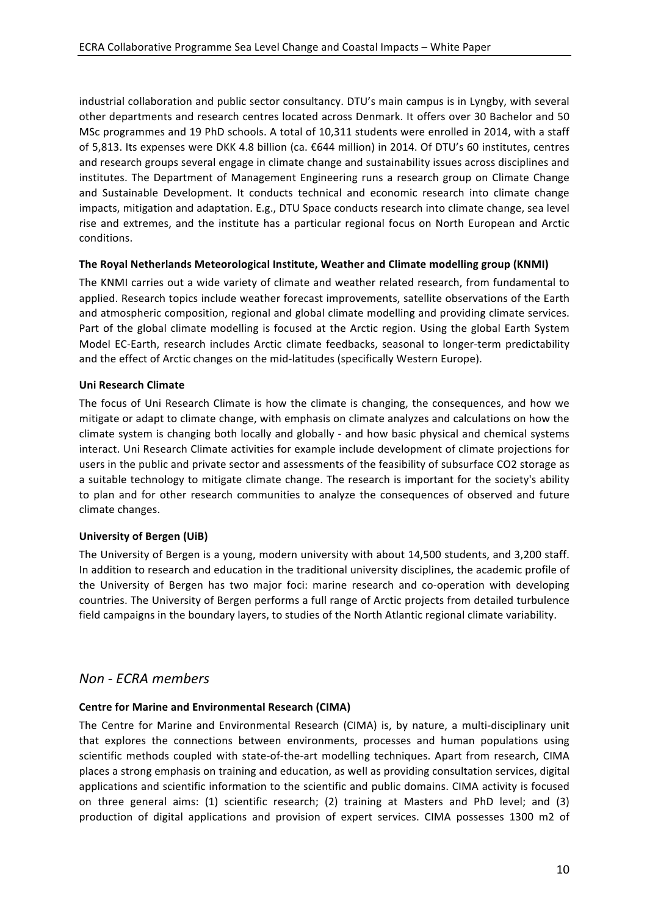industrial collaboration and public sector consultancy. DTU's main campus is in Lyngby, with several other departments and research centres located across Denmark. It offers over 30 Bachelor and 50 MSc programmes and 19 PhD schools. A total of 10,311 students were enrolled in 2014, with a staff of 5,813. Its expenses were DKK 4.8 billion (ca. €644 million) in 2014. Of DTU's 60 institutes, centres and research groups several engage in climate change and sustainability issues across disciplines and institutes. The Department of Management Engineering runs a research group on Climate Change and Sustainable Development. It conducts technical and economic research into climate change impacts, mitigation and adaptation. E.g., DTU Space conducts research into climate change, sea level rise and extremes, and the institute has a particular regional focus on North European and Arctic conditions.

**The Royal Netherlands Meteorological Institute, Weather and Climate modelling group (KNMI)**

The KNMI carries out a wide variety of climate and weather related research, from fundamental to applied. Research topics include weather forecast improvements, satellite observations of the Earth and atmospheric composition, regional and global climate modelling and providing climate services. Part of the global climate modelling is focused at the Arctic region. Using the global Earth System Model EC-Earth, research includes Arctic climate feedbacks, seasonal to longer-term predictability and the effect of Arctic changes on the mid-latitudes (specifically Western Europe).

**Uni Research Climate**

The focus of Uni Research Climate is how the climate is changing, the consequences, and how we mitigate or adapt to climate change, with emphasis on climate analyzes and calculations on how the climate system is changing both locally and globally - and how basic physical and chemical systems interact. Uni Research Climate activities for example include development of climate projections for users in the public and private sector and assessments of the feasibility of subsurface $CO_2$ storage as a suitable technology to mitigate climate change. The research is important for the society's ability to plan and for other research communities to analyze the consequences of observed and future climate changes.

**University of Bergen (UiB)**

The University of Bergen is a young, modern university with about 14,500 students, and 3,200 staff. In addition to research and education in the traditional university disciplines, the academic profile of the University of Bergen has two major foci: marine research and co-operation with developing countries. The University of Bergen performs a full range of Arctic projects from detailed turbulence field campaigns in the boundary layers, to studies of the North Atlantic regional climate variability.

## *Non - ECRA members*

**Centre for Marine and Environmental Research (CIMA)**

The Centre for Marine and Environmental Research (CIMA) is, by nature, a multi-disciplinary unit that explores the connections between environments, processes and human populations using scientific methods coupled with state-of-the-art modelling techniques. Apart from research, CIMA places a strong emphasis on training and education, as well as providing consultation services, digital applications and scientific information to the scientific and public domains. CIMA activity is focused on three general aims: (1) scientific research; (2) training at Masters and PhD level; and (3) production of digital applications and provision of expert services. CIMA possesses 1300 m2 of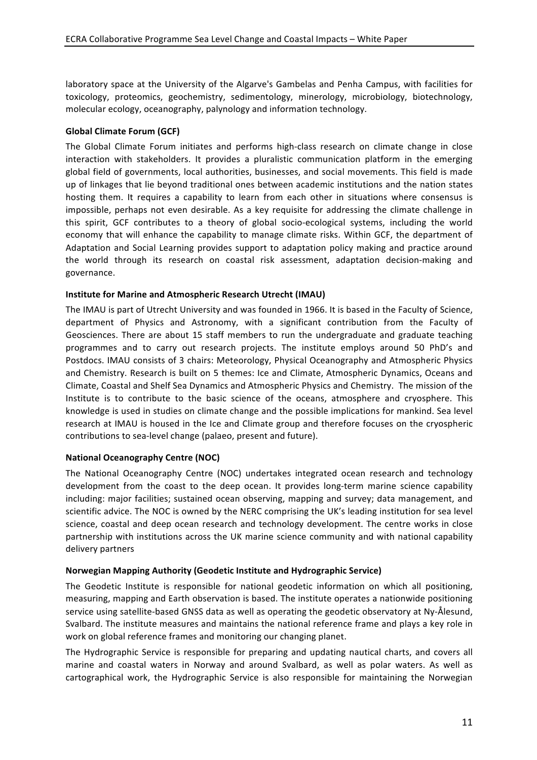laboratory space at the University of the Algarve's Gambelas and Penha Campus, with facilities for toxicology, proteomics, geochemistry, sedimentology, minerology, microbiology, biotechnology, molecular ecology, oceanography, palynology and information technology.

**Global Climate Forum (GCF)**

The Global Climate Forum initiates and performs high-class research on climate change in close interaction with stakeholders. It provides a pluralistic communication platform in the emerging global field of governments, local authorities, businesses, and social movements. This field is made up of linkages that lie beyond traditional ones between academic institutions and the nation states hosting them. It requires a capability to learn from each other in situations where consensus is impossible, perhaps not even desirable. As a key requisite for addressing the climate challenge in this spirit, GCF contributes to a theory of global socio-ecological systems, including the world economy that will enhance the capability to manage climate risks. Within GCF, the department of Adaptation and Social Learning provides support to adaptation policy making and practice around the world through its research on coastal risk assessment, adaptation decision-making and governance.

**Institute for Marine and Atmospheric Research Utrecht (IMAU)**

The IMAU is part of Utrecht University and was founded in 1966. It is based in the Faculty of Science, department of Physics and Astronomy, with a significant contribution from the Faculty of Geosciences. There are about 15 staff members to run the undergraduate and graduate teaching programmes and to carry out research projects. The institute employs around 50 PhD's and Postdocs. IMAU consists of 3 chairs: Meteorology, Physical Oceanography and Atmospheric Physics and Chemistry. Research is built on 5 themes: Ice and Climate, Atmospheric Dynamics, Oceans and Climate, Coastal and Shelf Sea Dynamics and Atmospheric Physics and Chemistry. The mission of the Institute is to contribute to the basic science of the oceans, atmosphere and cryosphere. This knowledge is used in studies on climate change and the possible implications for mankind. Sea level research at IMAU is housed in the Ice and Climate group and therefore focuses on the cryospheric contributions to sea-level change (palaeo, present and future).

**National Oceanography Centre (NOC)**

The National Oceanography Centre (NOC) undertakes integrated ocean research and technology development from the coast to the deep ocean. It provides long-term marine science capability including: major facilities; sustained ocean observing, mapping and survey; data management, and scientific advice. The NOC is owned by the NERC comprising the UK's leading institution for sea level science, coastal and deep ocean research and technology development. The centre works in close partnership with institutions across the UK marine science community and with national capability delivery partners

**Norwegian Mapping Authority (Geodetic Institute and Hydrographic Service)**

The Geodetic Institute is responsible for national geodetic information on which all positioning, measuring, mapping and Earth observation is based. The institute operates a nationwide positioning service using satellite-based GNSS data as well as operating the geodetic observatory at Ny-Ålesund, Svalbard. The institute measures and maintains the national reference frame and plays a key role in work on global reference frames and monitoring our changing planet.

The Hydrographic Service is responsible for preparing and updating nautical charts, and covers all marine and coastal waters in Norway and around Svalbard, as well as polar waters. As well as cartographical work, the Hydrographic Service is also responsible for maintaining the Norwegian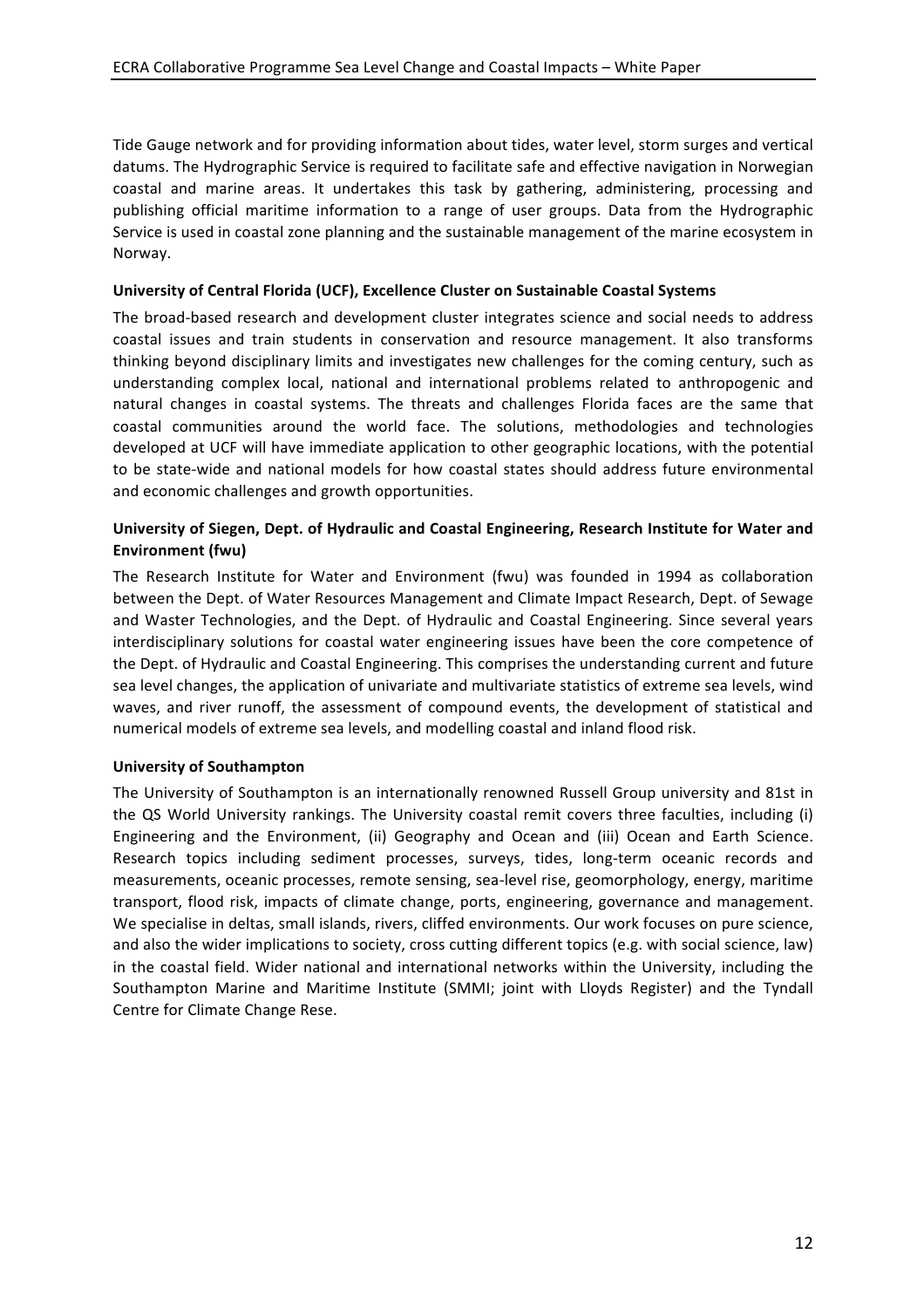Tide Gauge network and for providing information about tides, water level, storm surges and vertical datums. The Hydrographic Service is required to facilitate safe and effective navigation in Norwegian coastal and marine areas. It undertakes this task by gathering, administering, processing and publishing official maritime information to a range of user groups. Data from the Hydrographic Service is used in coastal zone planning and the sustainable management of the marine ecosystem in Norway.

**University of Central Florida (UCF), Excellence Cluster on Sustainable Coastal Systems**

The broad-based research and development cluster integrates science and social needs to address coastal issues and train students in conservation and resource management. It also transforms thinking beyond disciplinary limits and investigates new challenges for the coming century, such as understanding complex local, national and international problems related to anthropogenic and natural changes in coastal systems. The threats and challenges Florida faces are the same that coastal communities around the world face. The solutions, methodologies and technologies developed at UCF will have immediate application to other geographic locations, with the potential to be state-wide and national models for how coastal states should address future environmental and economic challenges and growth opportunities.

**University of Siegen, Dept. of Hydraulic and Coastal Engineering, Research Institute for Water and Environment (fwu)**

The Research Institute for Water and Environment (fwu) was founded in 1994 as collaboration between the Dept. of Water Resources Management and Climate Impact Research, Dept. of Sewage and Waster Technologies, and the Dept. of Hydraulic and Coastal Engineering. Since several years interdisciplinary solutions for coastal water engineering issues have been the core competence of the Dept. of Hydraulic and Coastal Engineering. This comprises the understanding current and future sea level changes, the application of univariate and multivariate statistics of extreme sea levels, wind waves, and river runoff, the assessment of compound events, the development of statistical and numerical models of extreme sea levels, and modelling coastal and inland flood risk.

**University of Southampton**

The University of Southampton is an internationally renowned Russell Group university and 81st in the QS World University rankings. The University coastal remit covers three faculties, including (i) Engineering and the Environment, (ii) Geography and Ocean and (iii) Ocean and Earth Science. Research topics including sediment processes, surveys, tides, long-term oceanic records and measurements, oceanic processes, remote sensing, sea-level rise, geomorphology, energy, maritime transport, flood risk, impacts of climate change, ports, engineering, governance and management. We specialise in deltas, small islands, rivers, cliffed environments. Our work focuses on pure science, and also the wider implications to society, cross cutting different topics (e.g. with social science, law) in the coastal field. Wider national and international networks within the University, including the Southampton Marine and Maritime Institute (SMMI; joint with Lloyds Register) and the Tyndall Centre for Climate Change Rese.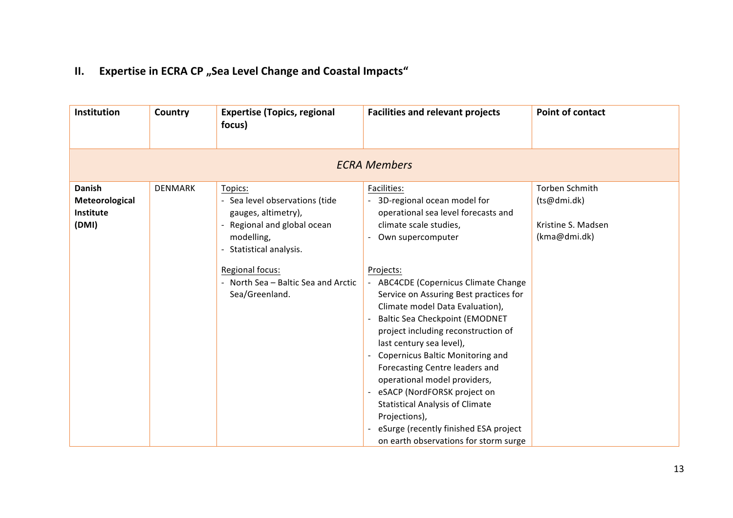## II. Expertise in ECRA CP „Sea Level Change and Coastal Impacts“

| Institution | Country | Expertise (Topics, regional focus) | Facilities and relevant projects | Point of contact |
|---|---|---|---|---|
| *ECRA Members* | | | | |
| **Danish Meteorological Institute (DMI)** | DENMARK | Topics:<br>- Sea level observations (tide gauges, altimetry),<br>- Regional and global ocean modelling,<br>- Statistical analysis.<br><br>Regional focus:<br>- North Sea – Baltic Sea and Arctic Sea/Greenland. | Facilities:<br>- 3D-regional ocean model for operational sea level forecasts and climate scale studies,<br>- Own supercomputer<br><br>Projects:<br>- ABC4CDE (Copernicus Climate Change Service on Assuring Best practices for Climate model Data Evaluation),<br>- Baltic Sea Checkpoint (EMODNET project including reconstruction of last century sea level),<br>- Copernicus Baltic Monitoring and Forecasting Centre leaders and operational model providers,<br>- eSACP (NordFORSK project on Statistical Analysis of Climate Projections),<br>- eSurge (recently finished ESA project on earth observations for storm surge | Torben Schmith (ts@dmi.dk)<br><br>Kristine S. Madsen (kma@dmi.dk) |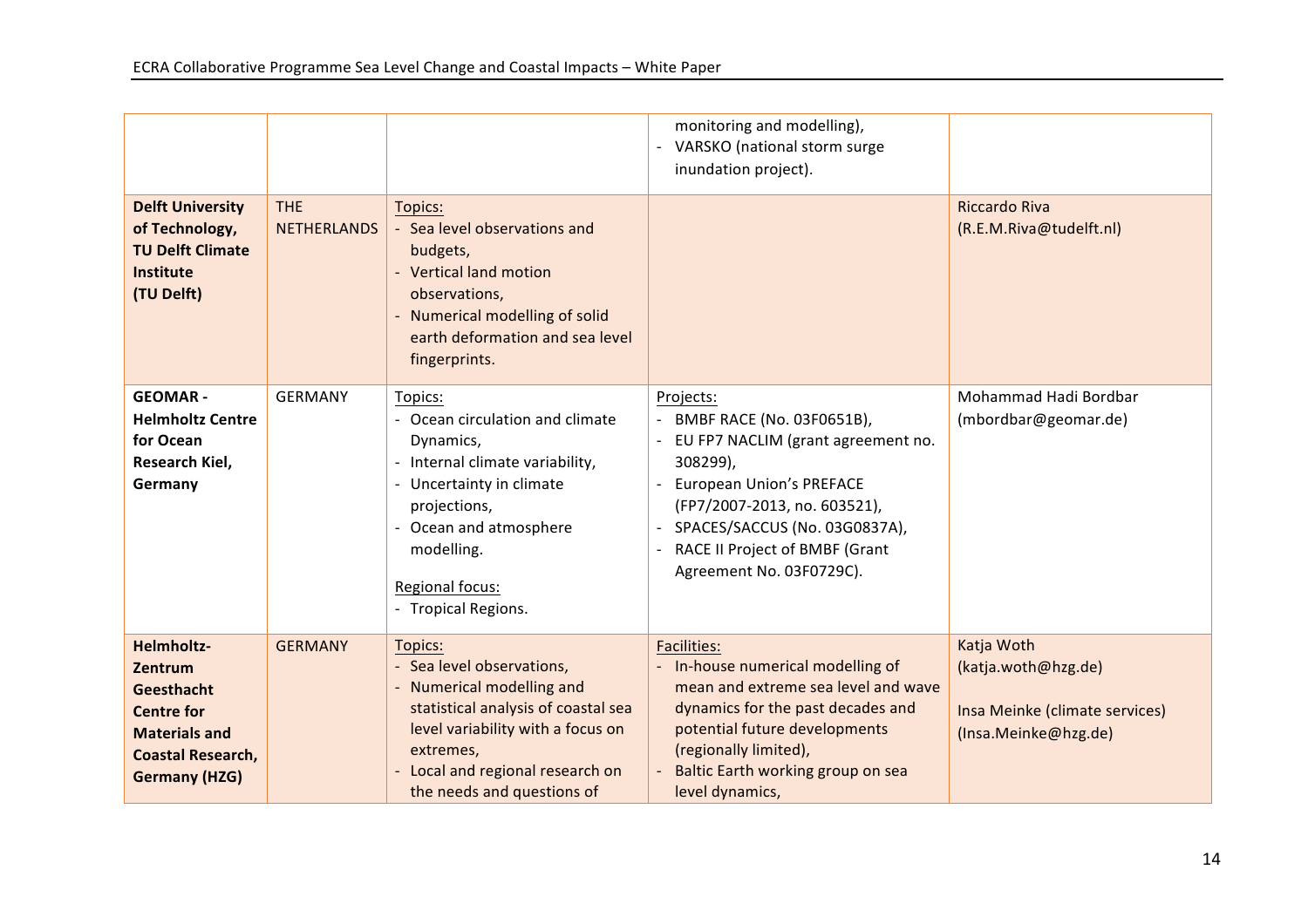| | | | | |
|---|---|---|---|---|
| | | | monitoring and modelling),<br>- VARSKO (national storm surge inundation project). | |
| **Delft University of Technology, TU Delft Climate Institute (TU Delft)** | THE NETHERLANDS | Topics:<br>- Sea level observations and budgets,<br>- Vertical land motion observations,<br>- Numerical modelling of solid earth deformation and sea level fingerprints. | | Riccardo Riva (R.E.M.Riva@tudelft.nl) |
| **GEOMAR - Helmholtz Centre for Ocean Research Kiel, Germany** | GERMANY | Topics:<br>- Ocean circulation and climate Dynamics,<br>- Internal climate variability,<br>- Uncertainty in climate projections,<br>- Ocean and atmosphere modelling.<br><br>Regional focus:<br>- Tropical Regions. | Projects:<br>- BMBF RACE (No. 03F0651B),<br>- EU FP7 NACLIM (grant agreement no. 308299),<br>- European Union's PREFACE (FP7/2007-2013, no. 603521),<br>- SPACES/SACCUS (No. 03G0837A),<br>- RACE II Project of BMBF (Grant Agreement No. 03F0729C). | Mohammad Hadi Bordbar (mbordbar@geomar.de) |
| **Helmholtz-Zentrum Geesthacht Centre for Materials and Coastal Research, Germany (HZG)** | GERMANY | Topics:<br>- Sea level observations,<br>- Numerical modelling and statistical analysis of coastal sea level variability with a focus on extremes,<br>- Local and regional research on the needs and questions of | Facilities:<br>- In-house numerical modelling of mean and extreme sea level and wave dynamics for the past decades and potential future developments (regionally limited),<br>- Baltic Earth working group on sea level dynamics, | Katja Woth (katja.woth@hzg.de)<br><br>Insa Meinke (climate services) (Insa.Meinke@hzg.de) |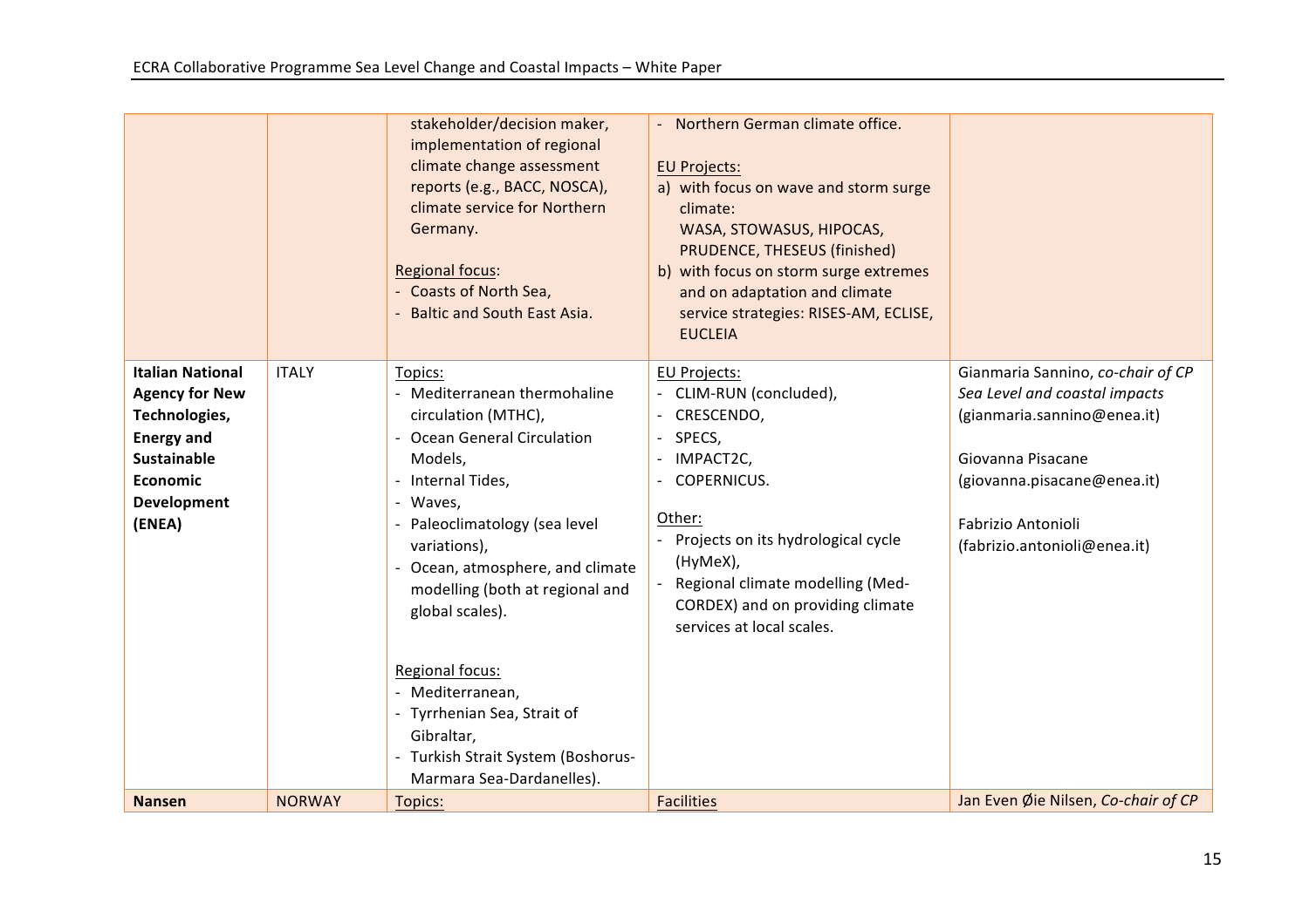| | | | | |
|---|---|---|---|---|
| | | stakeholder/decision maker, implementation of regional climate change assessment reports (e.g., BACC, NOSCA), climate service for Northern Germany.<br><br>Regional focus:<br>- Coasts of North Sea,<br>- Baltic and South East Asia. | - Northern German climate office.<br><br>EU Projects:<br>a) with focus on wave and storm surge climate: WASA, STOWASUS, HIPOCAS, PRUDENCE, THESEUS (finished)<br>b) with focus on storm surge extremes and on adaptation and climate service strategies: RISES-AM, ECLISE, EUCLEIA | |
| **Italian National Agency for New Technologies, Energy and Sustainable Economic Development (ENEA)** | ITALY | Topics:<br>- Mediterranean thermohaline circulation (MTHC),<br>- Ocean General Circulation Models,<br>- Internal Tides,<br>- Waves,<br>- Paleoclimatology (sea level variations),<br>- Ocean, atmosphere, and climate modelling (both at regional and global scales).<br><br>Regional focus:<br>- Mediterranean,<br>- Tyrrhenian Sea, Strait of Gibraltar,<br>- Turkish Strait System (Boshorus-Marmara Sea-Dardanelles). | EU Projects:<br>- CLIM-RUN (concluded),<br>- CRESCENDO,<br>- SPECS,<br>- IMPACT2C,<br>- COPERNICUS.<br><br>Other:<br>- Projects on its hydrological cycle (HyMeX),<br>- Regional climate modelling (Med-CORDEX) and on providing climate services at local scales. | Gianmaria Sannino, *co-chair of CP Sea Level and coastal impacts* (gianmaria.sannino@enea.it)<br><br>Giovanna Pisacane (giovanna.pisacane@enea.it)<br><br>Fabrizio Antonioli (fabrizio.antonioli@enea.it) |
| **Nansen** | NORWAY | Topics: | Facilities | Jan Even Øie Nilsen, *Co-chair of CP* |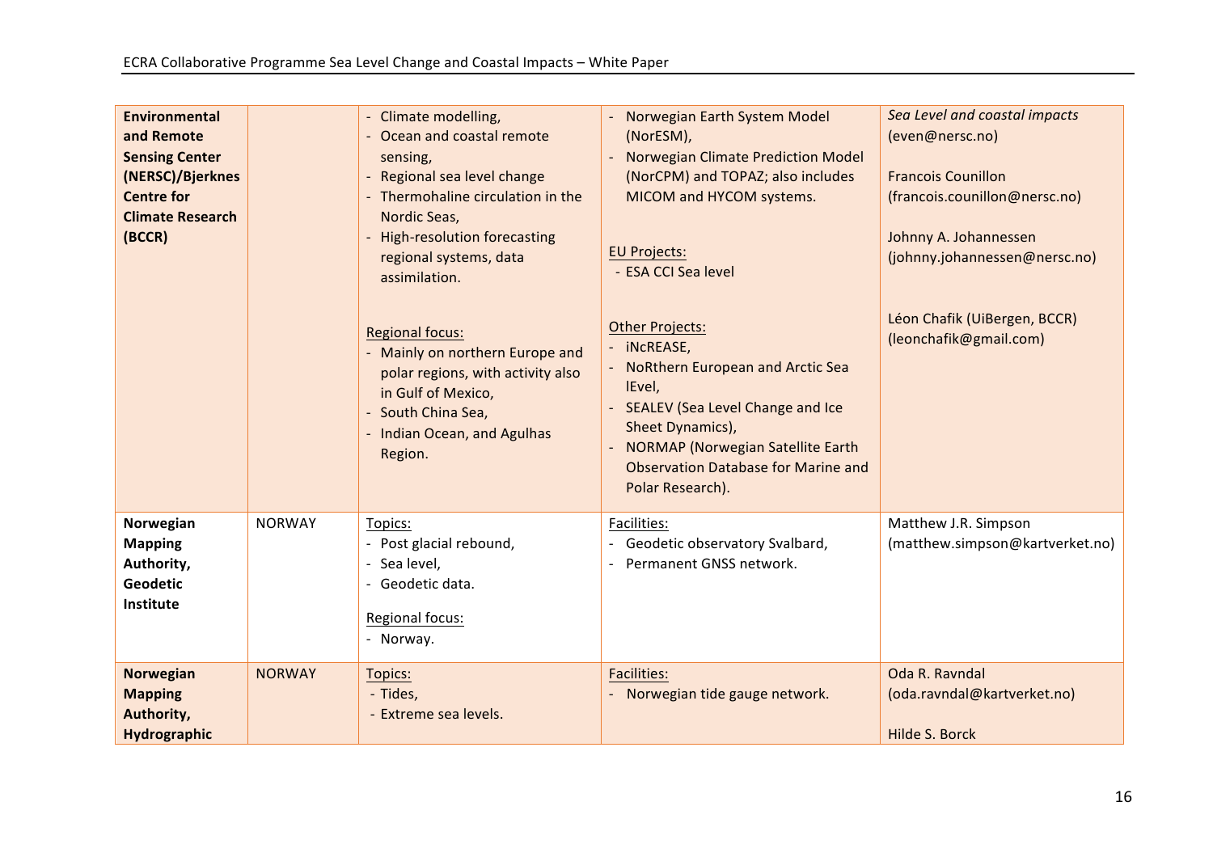| | | | | |
|---|---|---|---|---|
| **Environmental and Remote Sensing Center (NERSC)/Bjerknes Centre for Climate Research (BCCR)** | | - Climate modelling,<br>- Ocean and coastal remote sensing,<br>- Regional sea level change<br>- Thermohaline circulation in the Nordic Seas,<br>- High-resolution forecasting regional systems, data assimilation.<br><br>Regional focus:<br>- Mainly on northern Europe and polar regions, with activity also in Gulf of Mexico,<br>- South China Sea,<br>- Indian Ocean, and Agulhas Region. | - Norwegian Earth System Model (NorESM),<br>- Norwegian Climate Prediction Model (NorCPM) and TOPAZ; also includes MICOM and HYCOM systems.<br><br>EU Projects:<br>- ESA CCI Sea level<br><br>Other Projects:<br>- iNcREASE,<br>- NoRthern European and Arctic Sea lEvel,<br>- SEALEV (Sea Level Change and Ice Sheet Dynamics),<br>- NORMAP (Norwegian Satellite Earth Observation Database for Marine and Polar Research). | *Sea Level and coastal impacts* (even@nersc.no)<br><br>Francois Counillon (francois.counillon@nersc.no)<br><br>Johnny A. Johannessen (johnny.johannessen@nersc.no)<br><br>Léon Chafik (UiBergen, BCCR) (leonchafik@gmail.com) |
| **Norwegian Mapping Authority, Geodetic Institute** | NORWAY | Topics:<br>- Post glacial rebound,<br>- Sea level,<br>- Geodetic data.<br><br>Regional focus:<br>- Norway. | Facilities:<br>- Geodetic observatory Svalbard,<br>- Permanent GNSS network. | Matthew J.R. Simpson (matthew.simpson@kartverket.no) |
| **Norwegian Mapping Authority, Hydrographic** | NORWAY | Topics:<br>- Tides,<br>- Extreme sea levels. | Facilities:<br>- Norwegian tide gauge network. | Oda R. Ravndal (oda.ravndal@kartverket.no)<br><br>Hilde S. Borck |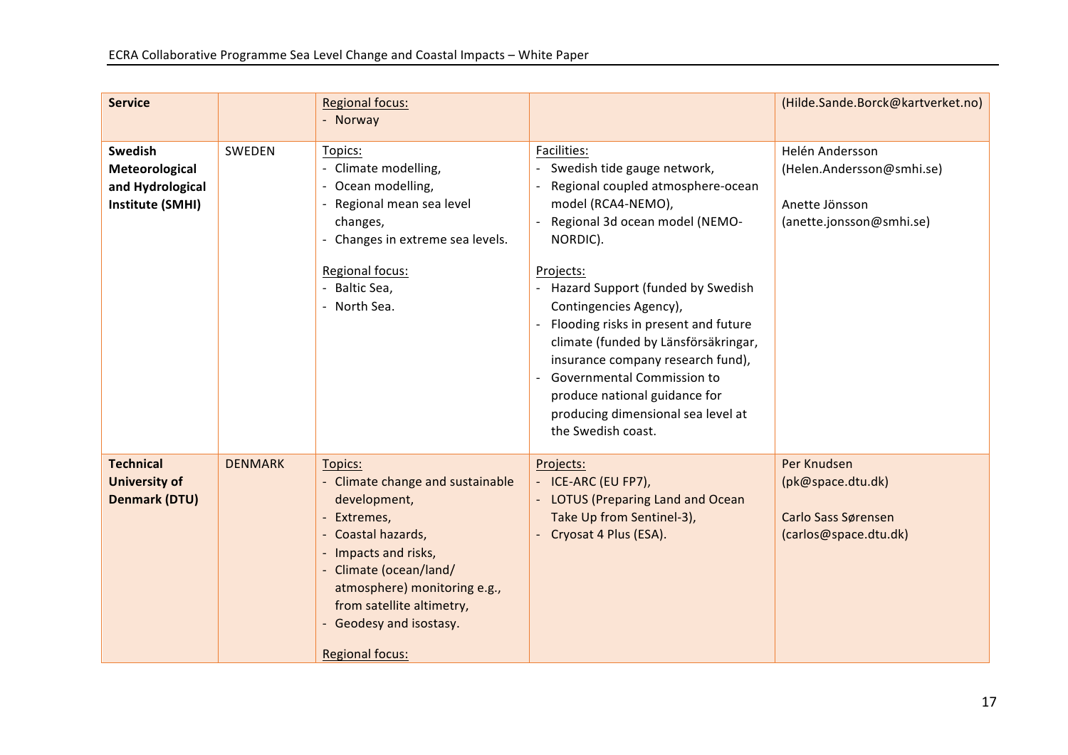| | | | | |
|---|---|---|---|---|
| **Service** | | Regional focus:<br>- Norway | | (Hilde.Sande.Borck@kartverket.no) |
| **Swedish Meteorological and Hydrological Institute (SMHI)** | SWEDEN | Topics:<br>- Climate modelling,<br>- Ocean modelling,<br>- Regional mean sea level changes,<br>- Changes in extreme sea levels.<br><br>Regional focus:<br>- Baltic Sea,<br>- North Sea. | Facilities:<br>- Swedish tide gauge network,<br>- Regional coupled atmosphere-ocean model (RCA4-NEMO),<br>- Regional 3d ocean model (NEMO-NORDIC).<br><br>Projects:<br>- Hazard Support (funded by Swedish Contingencies Agency),<br>- Flooding risks in present and future climate (funded by Länsförsäkringar, insurance company research fund),<br>- Governmental Commission to produce national guidance for producing dimensional sea level at the Swedish coast. | Helén Andersson<br>(Helen.Andersson@smhi.se)<br><br>Anette Jönsson<br>(anette.jonsson@smhi.se) |
| **Technical University of Denmark (DTU)** | DENMARK | Topics:<br>- Climate change and sustainable development,<br>- Extremes,<br>- Coastal hazards,<br>- Impacts and risks,<br>- Climate (ocean/land/ atmosphere) monitoring e.g., from satellite altimetry,<br>- Geodesy and isostasy.<br><br>Regional focus: | Projects:<br>- ICE-ARC (EU FP7),<br>- LOTUS (Preparing Land and Ocean Take Up from Sentinel-3),<br>- Cryosat 4 Plus (ESA). | Per Knudsen<br>(pk@space.dtu.dk)<br><br>Carlo Sass Sørensen<br>(carlos@space.dtu.dk) |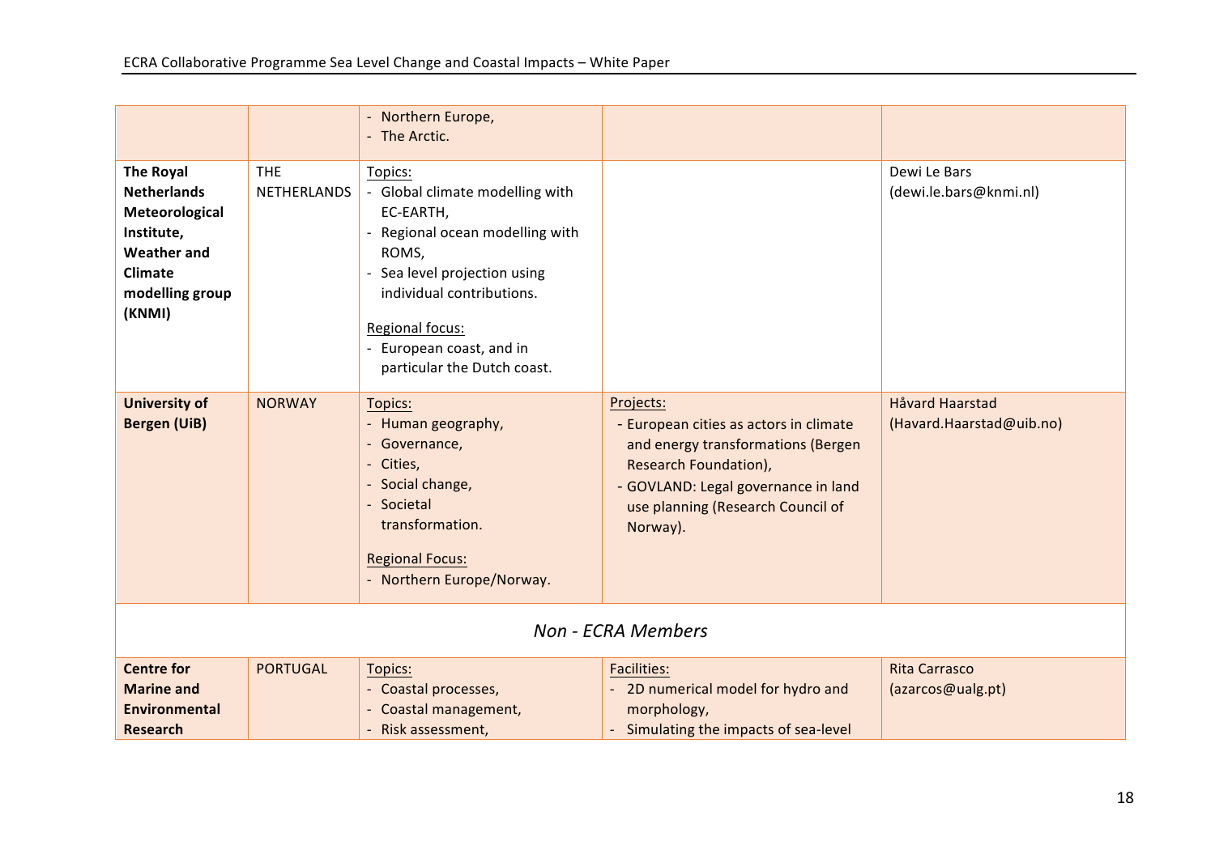| | | | | |
|---|---|---|---|---|
| | | - Northern Europe,<br>- The Arctic. | | |
| **The Royal Netherlands Meteorological Institute, Weather and Climate modelling group (KNMI)** | THE NETHERLANDS | Topics:<br>- Global climate modelling with EC-EARTH,<br>- Regional ocean modelling with ROMS,<br>- Sea level projection using individual contributions.<br><br>Regional focus:<br>- European coast, and in particular the Dutch coast. | | Dewi Le Bars<br>(dewi.le.bars@knmi.nl) |
| **University of Bergen (UiB)** | NORWAY | Topics:<br>- Human geography,<br>- Governance,<br>- Cities,<br>- Social change,<br>- Societal transformation.<br><br>Regional Focus:<br>- Northern Europe/Norway. | Projects:<br>- European cities as actors in climate and energy transformations (Bergen Research Foundation),<br>- GOVLAND: Legal governance in land use planning (Research Council of Norway). | Håvard Haarstad<br>(Havard.Haarstad@uib.no) |
| *Non - ECRA Members* | | | | |
| **Centre for Marine and Environmental Research** | PORTUGAL | Topics:<br>- Coastal processes,<br>- Coastal management,<br>- Risk assessment, | Facilities:<br>- 2D numerical model for hydro and morphology,<br>- Simulating the impacts of sea-level | Rita Carrasco<br>(azarcos@ualg.pt) |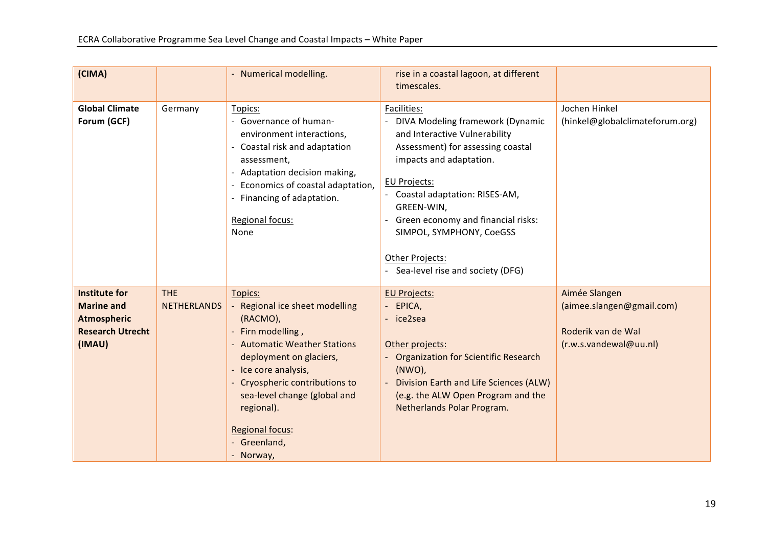| (CIMA) | | - Numerical modelling. | rise in a coastal lagoon, at different timescales. | |
|---|---|---|---|---|
| **Global Climate Forum (GCF)** | Germany | Topics:<br>- Governance of human-environment interactions,<br>- Coastal risk and adaptation assessment,<br>- Adaptation decision making,<br>- Economics of coastal adaptation,<br>- Financing of adaptation.<br><br>Regional focus:<br>None | Facilities:<br>- DIVA Modeling framework (Dynamic and Interactive Vulnerability Assessment) for assessing coastal impacts and adaptation.<br><br>EU Projects:<br>- Coastal adaptation: RISES-AM, GREEN-WIN,<br>- Green economy and financial risks: SIMPOL, SYMPHONY, CoeGSS<br><br>Other Projects:<br>- Sea-level rise and society (DFG) | Jochen Hinkel (hinkel@globalclimateforum.org) |
| **Institute for Marine and Atmospheric Research Utrecht (IMAU)** | THE NETHERLANDS | Topics:<br>- Regional ice sheet modelling (RACMO),<br>- Firn modelling ,<br>- Automatic Weather Stations deployment on glaciers,<br>- Ice core analysis,<br>- Cryospheric contributions to sea-level change (global and regional).<br><br>Regional focus:<br>- Greenland,<br>- Norway, | EU Projects:<br>- EPICA,<br>- ice2sea<br><br>Other projects:<br>- Organization for Scientific Research (NWO),<br>- Division Earth and Life Sciences (ALW) (e.g. the ALW Open Program and the Netherlands Polar Program. | Aimée Slangen (aimee.slangen@gmail.com)<br><br>Roderik van de Wal (r.w.s.vandewal@uu.nl) |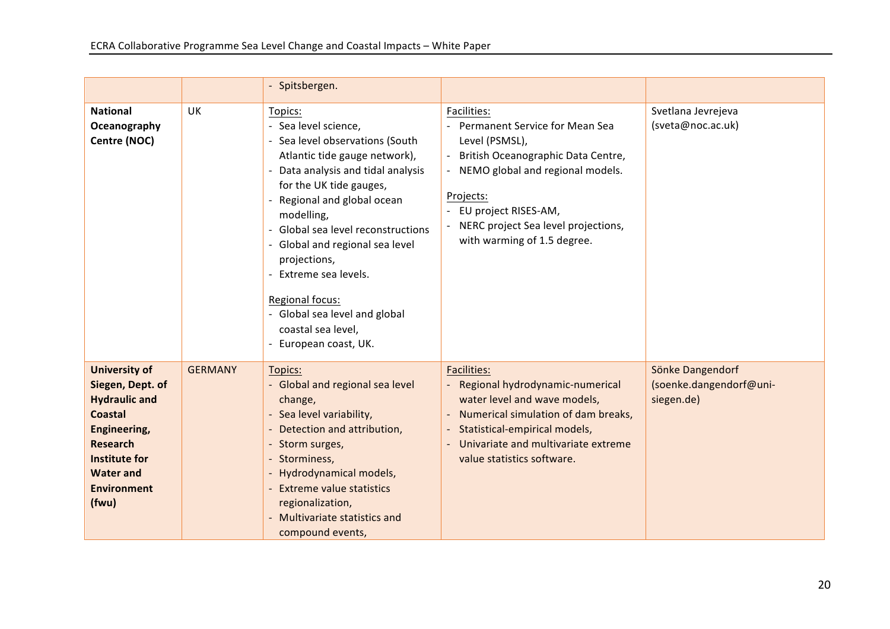| | | | | |
|---|---|---|---|---|
| | | - Spitsbergen. | | |
| **National Oceanography Centre (NOC)** | UK | Topics:<br>- Sea level science,<br>- Sea level observations (South Atlantic tide gauge network),<br>- Data analysis and tidal analysis for the UK tide gauges,<br>- Regional and global ocean modelling,<br>- Global sea level reconstructions<br>- Global and regional sea level projections,<br>- Extreme sea levels.<br><br>Regional focus:<br>- Global sea level and global coastal sea level,<br>- European coast, UK. | Facilities:<br>- Permanent Service for Mean Sea Level (PSMSL),<br>- British Oceanographic Data Centre,<br>- NEMO global and regional models.<br><br>Projects:<br>- EU project RISES-AM,<br>- NERC project Sea level projections, with warming of 1.5 degree. | Svetlana Jevrejeva (sveta@noc.ac.uk) |
| **University of Siegen, Dept. of Hydraulic and Coastal Engineering, Research Institute for Water and Environment (fwu)** | GERMANY | Topics:<br>- Global and regional sea level change,<br>- Sea level variability,<br>- Detection and attribution,<br>- Storm surges,<br>- Storminess,<br>- Hydrodynamical models,<br>- Extreme value statistics regionalization,<br>- Multivariate statistics and compound events, | Facilities:<br>- Regional hydrodynamic-numerical water level and wave models,<br>- Numerical simulation of dam breaks,<br>- Statistical-empirical models,<br>- Univariate and multivariate extreme value statistics software. | Sönke Dangendorf (soenke.dangendorf@uni-siegen.de) |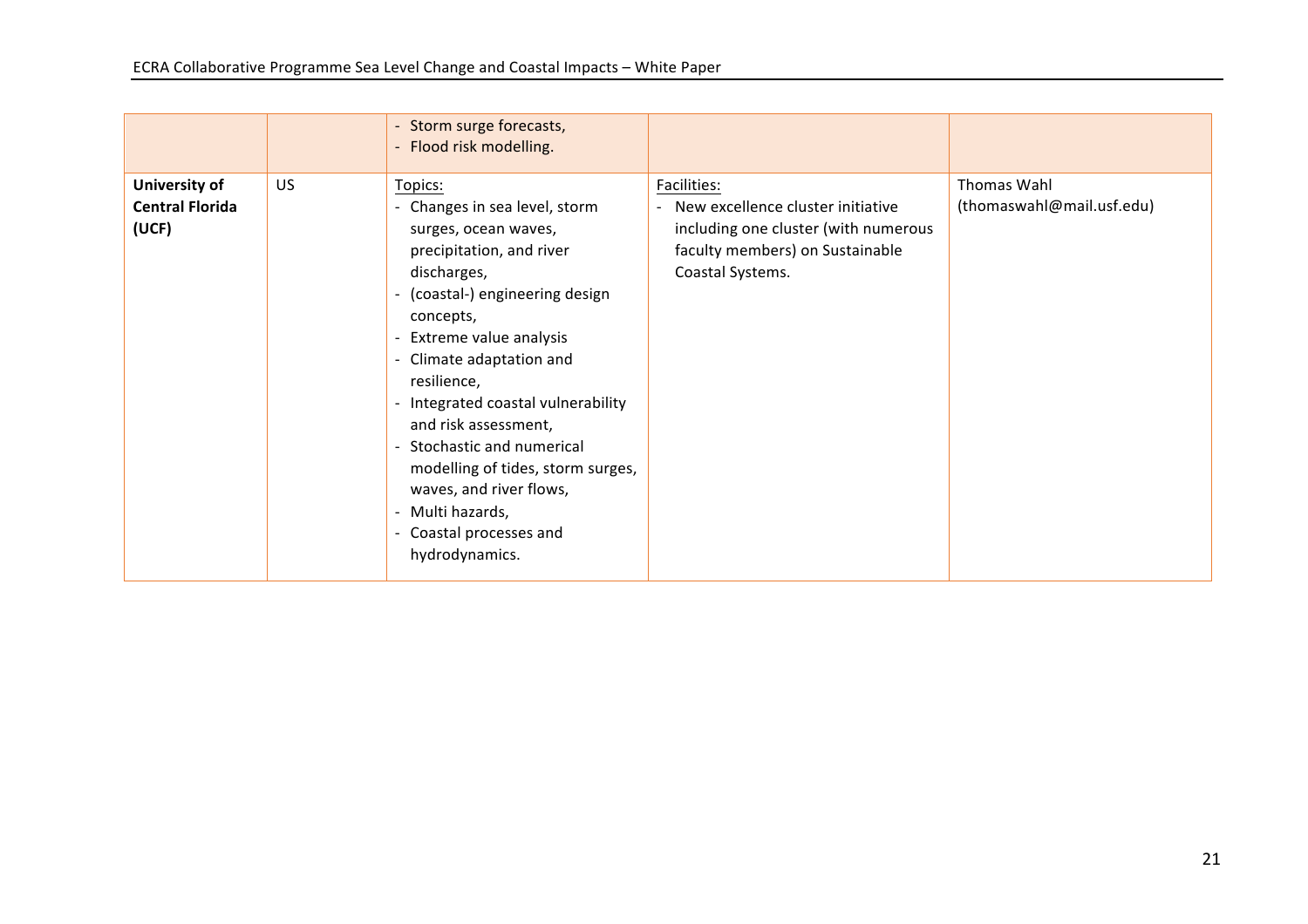| | | - Storm surge forecasts,<br>- Flood risk modelling. | | |
|---|---|---|---|---|
| **University of Central Florida (UCF)** | US | Topics:<br>- Changes in sea level, storm surges, ocean waves, precipitation, and river discharges,<br>- (coastal-) engineering design concepts,<br>- Extreme value analysis<br>- Climate adaptation and resilience,<br>- Integrated coastal vulnerability and risk assessment,<br>- Stochastic and numerical modelling of tides, storm surges, waves, and river flows,<br>- Multi hazards,<br>- Coastal processes and hydrodynamics. | Facilities:<br>- New excellence cluster initiative including one cluster (with numerous faculty members) on Sustainable Coastal Systems. | Thomas Wahl (thomaswahl@mail.usf.edu) |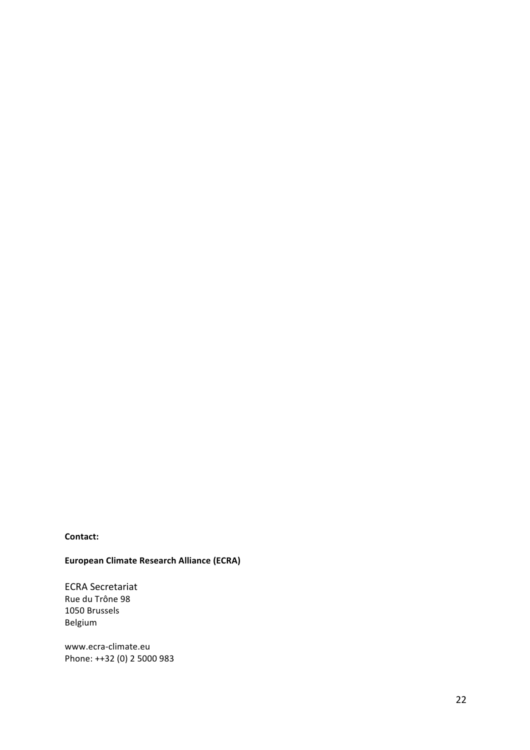**Contact:**

**European Climate Research Alliance (ECRA)**

ECRA Secretariat
Rue du Trône 98
1050 Brussels
Belgium

www.ecra-climate.eu
Phone: ++32 (0) 2 5000 983